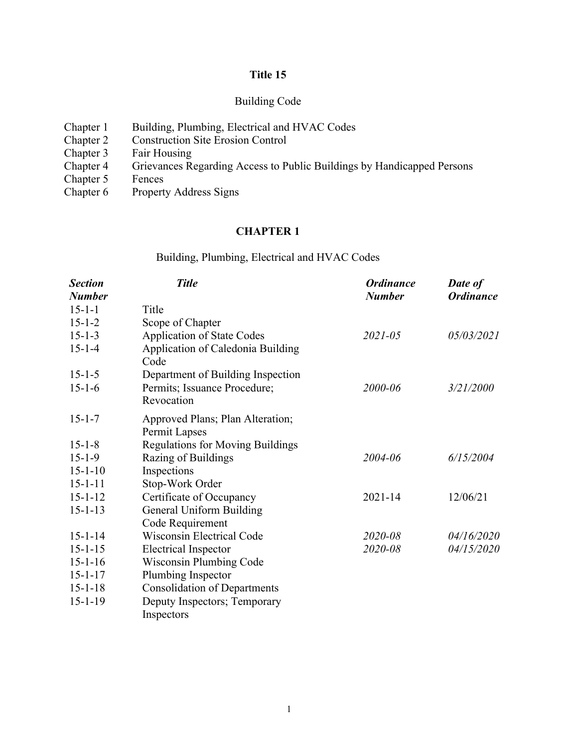# Title 15

## Building Code

| | |
|---|---|
| Chapter 1 | Building, Plumbing, Electrical and HVAC Codes |
| Chapter 2 | Construction Site Erosion Control |
| Chapter 3 | Fair Housing |
| Chapter 4 | Grievances Regarding Access to Public Buildings by Handicapped Persons |
| Chapter 5 | Fences |
| Chapter 6 | Property Address Signs |

# CHAPTER 1

## Building, Plumbing, Electrical and HVAC Codes

| ***Section Number*** | ***Title*** | ***Ordinance Number*** | ***Date of Ordinance*** |
|---|---|---|---|
| 15-1-1 | Title | | |
| 15-1-2 | Scope of Chapter | | |
| 15-1-3 | Application of State Codes | *2021-05* | *05/03/2021* |
| 15-1-4 | Application of Caledonia Building Code | | |
| 15-1-5 | Department of Building Inspection | | |
| 15-1-6 | Permits; Issuance Procedure; Revocation | *2000-06* | *3/21/2000* |
| 15-1-7 | Approved Plans; Plan Alteration; Permit Lapses | | |
| 15-1-8 | Regulations for Moving Buildings | | |
| 15-1-9 | Razing of Buildings | *2004-06* | *6/15/2004* |
| 15-1-10 | Inspections | | |
| 15-1-11 | Stop-Work Order | | |
| 15-1-12 | Certificate of Occupancy | 2021-14 | 12/06/21 |
| 15-1-13 | General Uniform Building Code Requirement | | |
| 15-1-14 | Wisconsin Electrical Code | *2020-08* | *04/16/2020* |
| 15-1-15 | Electrical Inspector | *2020-08* | *04/15/2020* |
| 15-1-16 | Wisconsin Plumbing Code | | |
| 15-1-17 | Plumbing Inspector | | |
| 15-1-18 | Consolidation of Departments | | |
| 15-1-19 | Deputy Inspectors; Temporary Inspectors | | |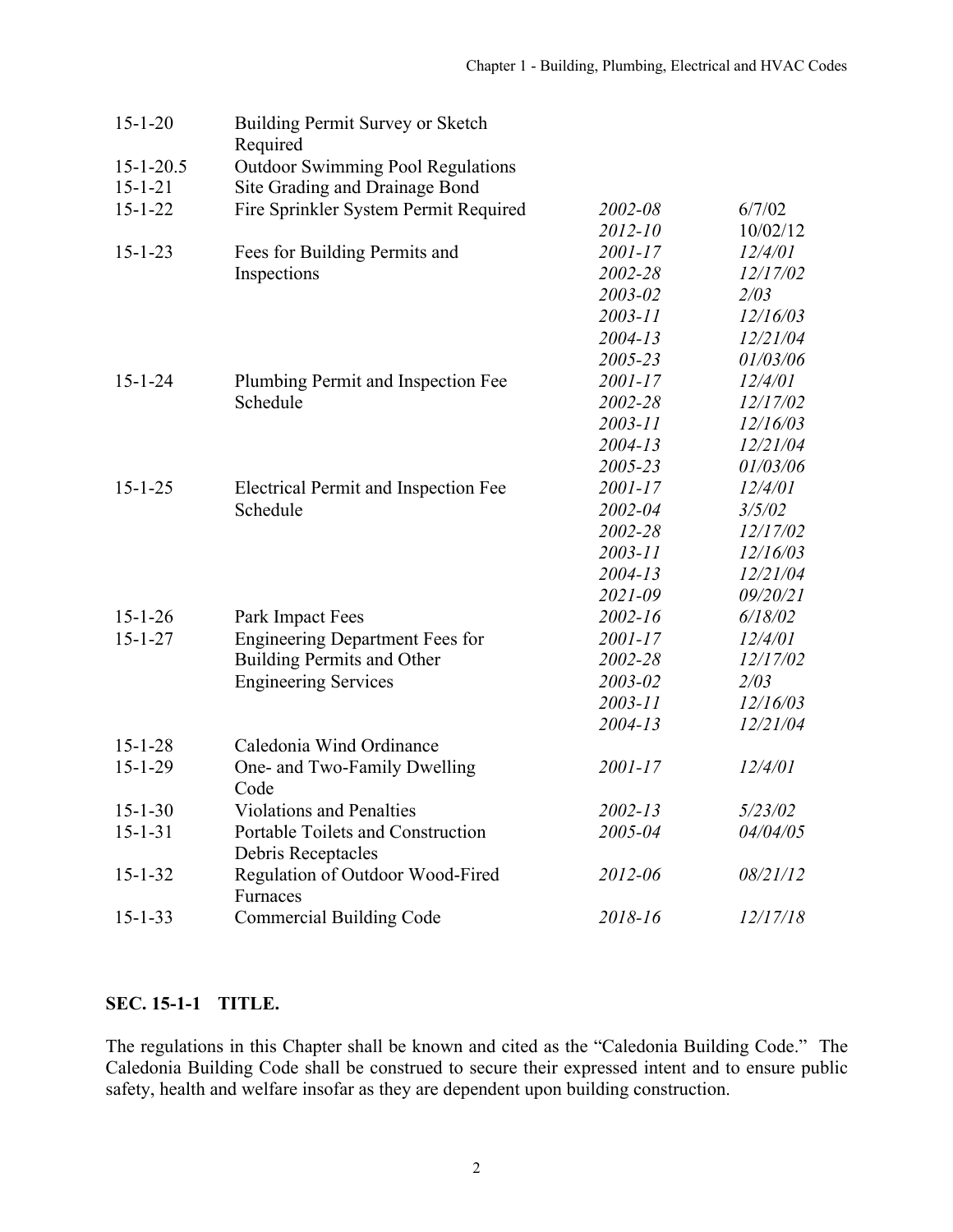| | | | |
|---|---|---|---|
| 15-1-20 | Building Permit Survey or Sketch Required | | |
| 15-1-20.5 | Outdoor Swimming Pool Regulations | | |
| 15-1-21 | Site Grading and Drainage Bond | | |
| 15-1-22 | Fire Sprinkler System Permit Required | *2002-08* | 6/7/02 |
| | | *2012-10* | 10/02/12 |
| 15-1-23 | Fees for Building Permits and Inspections | *2001-17* | *12/4/01* |
| | | *2002-28* | *12/17/02* |
| | | *2003-02* | *2/03* |
| | | *2003-11* | *12/16/03* |
| | | *2004-13* | *12/21/04* |
| | | *2005-23* | *01/03/06* |
| 15-1-24 | Plumbing Permit and Inspection Fee Schedule | *2001-17* | *12/4/01* |
| | | *2002-28* | *12/17/02* |
| | | *2003-11* | *12/16/03* |
| | | *2004-13* | *12/21/04* |
| | | *2005-23* | *01/03/06* |
| 15-1-25 | Electrical Permit and Inspection Fee Schedule | *2001-17* | *12/4/01* |
| | | *2002-04* | *3/5/02* |
| | | *2002-28* | *12/17/02* |
| | | *2003-11* | *12/16/03* |
| | | *2004-13* | *12/21/04* |
| | | *2021-09* | *09/20/21* |
| 15-1-26 | Park Impact Fees | *2002-16* | *6/18/02* |
| 15-1-27 | Engineering Department Fees for Building Permits and Other Engineering Services | *2001-17* | *12/4/01* |
| | | *2002-28* | *12/17/02* |
| | | *2003-02* | *2/03* |
| | | *2003-11* | *12/16/03* |
| | | *2004-13* | *12/21/04* |
| 15-1-28 | Caledonia Wind Ordinance | | |
| 15-1-29 | One- and Two-Family Dwelling Code | *2001-17* | *12/4/01* |
| 15-1-30 | Violations and Penalties | *2002-13* | *5/23/02* |
| 15-1-31 | Portable Toilets and Construction Debris Receptacles | *2005-04* | *04/04/05* |
| 15-1-32 | Regulation of Outdoor Wood-Fired Furnaces | *2012-06* | *08/21/12* |
| 15-1-33 | Commercial Building Code | *2018-16* | *12/17/18* |

## SEC. 15-1-1 TITLE.

The regulations in this Chapter shall be known and cited as the "Caledonia Building Code." The Caledonia Building Code shall be construed to secure their expressed intent and to ensure public safety, health and welfare insofar as they are dependent upon building construction.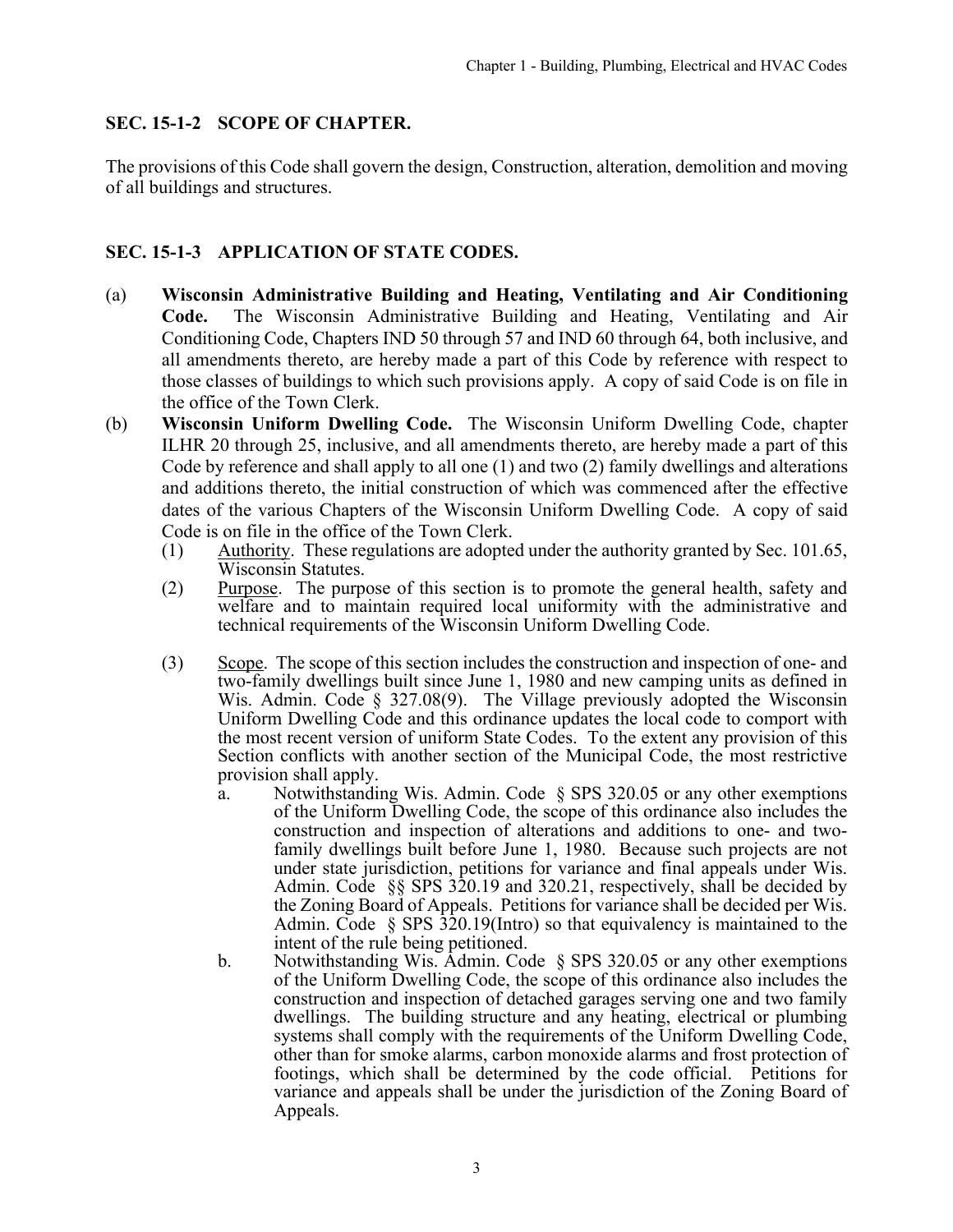## SEC. 15-1-2 SCOPE OF CHAPTER.

The provisions of this Code shall govern the design, Construction, alteration, demolition and moving of all buildings and structures.

## SEC. 15-1-3 APPLICATION OF STATE CODES.

(a) **Wisconsin Administrative Building and Heating, Ventilating and Air Conditioning Code.** The Wisconsin Administrative Building and Heating, Ventilating and Air Conditioning Code, Chapters IND 50 through 57 and IND 60 through 64, both inclusive, and all amendments thereto, are hereby made a part of this Code by reference with respect to those classes of buildings to which such provisions apply. A copy of said Code is on file in the office of the Town Clerk.

(b) **Wisconsin Uniform Dwelling Code.** The Wisconsin Uniform Dwelling Code, chapter ILHR 20 through 25, inclusive, and all amendments thereto, are hereby made a part of this Code by reference and shall apply to all one (1) and two (2) family dwellings and alterations and additions thereto, the initial construction of which was commenced after the effective dates of the various Chapters of the Wisconsin Uniform Dwelling Code. A copy of said Code is on file in the office of the Town Clerk.

(1) Authority. These regulations are adopted under the authority granted by Sec. 101.65, Wisconsin Statutes.

(2) Purpose. The purpose of this section is to promote the general health, safety and welfare and to maintain required local uniformity with the administrative and technical requirements of the Wisconsin Uniform Dwelling Code.

(3) Scope. The scope of this section includes the construction and inspection of one- and two-family dwellings built since June 1, 1980 and new camping units as defined in Wis. Admin. Code § 327.08(9). The Village previously adopted the Wisconsin Uniform Dwelling Code and this ordinance updates the local code to comport with the most recent version of uniform State Codes. To the extent any provision of this Section conflicts with another section of the Municipal Code, the most restrictive provision shall apply.

a. Notwithstanding Wis. Admin. Code § SPS 320.05 or any other exemptions of the Uniform Dwelling Code, the scope of this ordinance also includes the construction and inspection of alterations and additions to one- and two-family dwellings built before June 1, 1980. Because such projects are not under state jurisdiction, petitions for variance and final appeals under Wis. Admin. Code §§ SPS 320.19 and 320.21, respectively, shall be decided by the Zoning Board of Appeals. Petitions for variance shall be decided per Wis. Admin. Code § SPS 320.19(Intro) so that equivalency is maintained to the intent of the rule being petitioned.

b. Notwithstanding Wis. Admin. Code § SPS 320.05 or any other exemptions of the Uniform Dwelling Code, the scope of this ordinance also includes the construction and inspection of detached garages serving one and two family dwellings. The building structure and any heating, electrical or plumbing systems shall comply with the requirements of the Uniform Dwelling Code, other than for smoke alarms, carbon monoxide alarms and frost protection of footings, which shall be determined by the code official. Petitions for variance and appeals shall be under the jurisdiction of the Zoning Board of Appeals.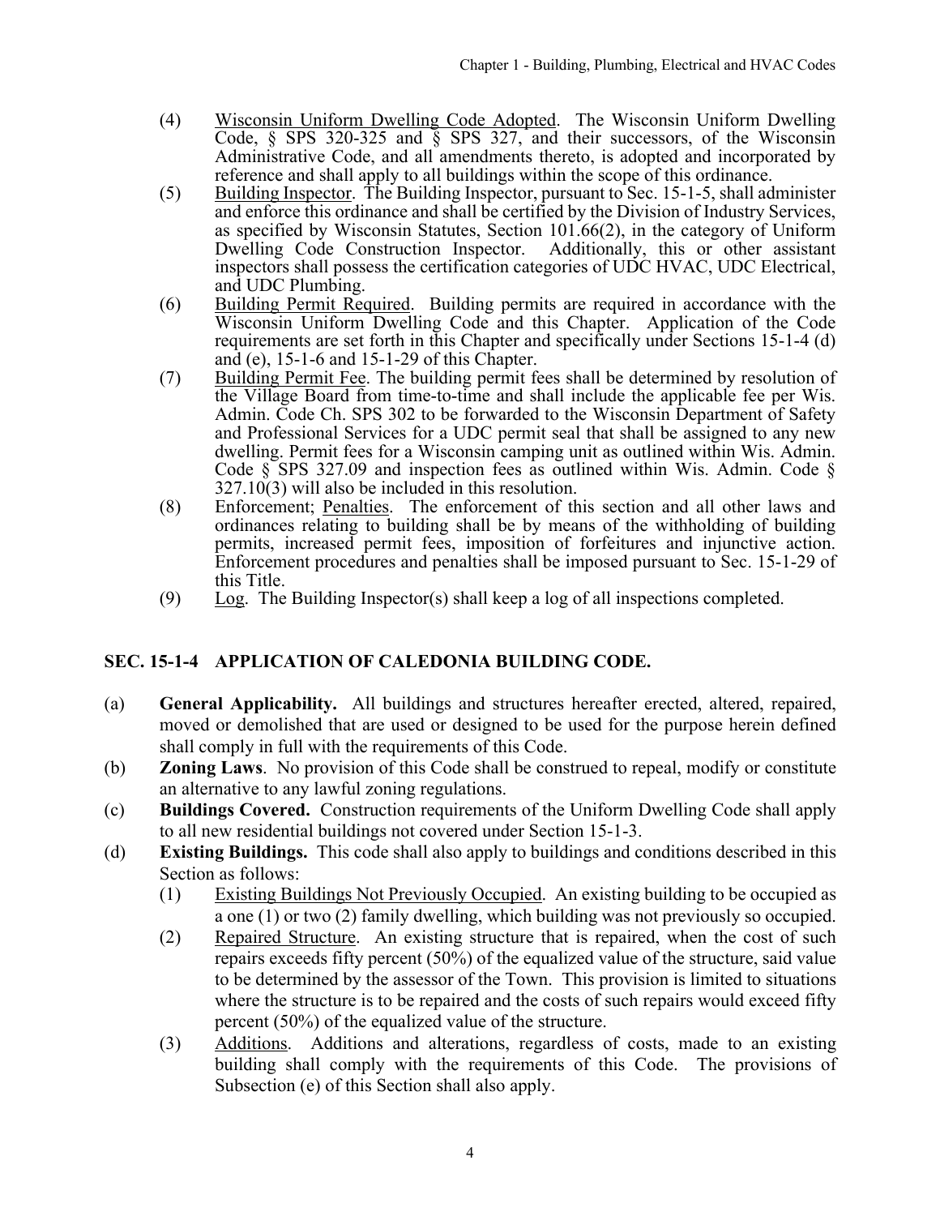(4) Wisconsin Uniform Dwelling Code Adopted. The Wisconsin Uniform Dwelling Code, § SPS 320-325 and § SPS 327, and their successors, of the Wisconsin Administrative Code, and all amendments thereto, is adopted and incorporated by reference and shall apply to all buildings within the scope of this ordinance.

(5) Building Inspector. The Building Inspector, pursuant to Sec. 15-1-5, shall administer and enforce this ordinance and shall be certified by the Division of Industry Services, as specified by Wisconsin Statutes, Section 101.66(2), in the category of Uniform Dwelling Code Construction Inspector. Additionally, this or other assistant inspectors shall possess the certification categories of UDC HVAC, UDC Electrical, and UDC Plumbing.

(6) Building Permit Required. Building permits are required in accordance with the Wisconsin Uniform Dwelling Code and this Chapter. Application of the Code requirements are set forth in this Chapter and specifically under Sections 15-1-4 (d) and (e), 15-1-6 and 15-1-29 of this Chapter.

(7) Building Permit Fee. The building permit fees shall be determined by resolution of the Village Board from time-to-time and shall include the applicable fee per Wis. Admin. Code Ch. SPS 302 to be forwarded to the Wisconsin Department of Safety and Professional Services for a UDC permit seal that shall be assigned to any new dwelling. Permit fees for a Wisconsin camping unit as outlined within Wis. Admin. Code § SPS 327.09 and inspection fees as outlined within Wis. Admin. Code § 327.10(3) will also be included in this resolution.

(8) Enforcement; Penalties. The enforcement of this section and all other laws and ordinances relating to building shall be by means of the withholding of building permits, increased permit fees, imposition of forfeitures and injunctive action. Enforcement procedures and penalties shall be imposed pursuant to Sec. 15-1-29 of this Title.

(9) Log. The Building Inspector(s) shall keep a log of all inspections completed.

## SEC. 15-1-4 APPLICATION OF CALEDONIA BUILDING CODE.

(a) **General Applicability.** All buildings and structures hereafter erected, altered, repaired, moved or demolished that are used or designed to be used for the purpose herein defined shall comply in full with the requirements of this Code.

(b) **Zoning Laws**. No provision of this Code shall be construed to repeal, modify or constitute an alternative to any lawful zoning regulations.

(c) **Buildings Covered.** Construction requirements of the Uniform Dwelling Code shall apply to all new residential buildings not covered under Section 15-1-3.

(d) **Existing Buildings.** This code shall also apply to buildings and conditions described in this Section as follows:

(1) Existing Buildings Not Previously Occupied. An existing building to be occupied as a one (1) or two (2) family dwelling, which building was not previously so occupied.

(2) Repaired Structure. An existing structure that is repaired, when the cost of such repairs exceeds fifty percent (50%) of the equalized value of the structure, said value to be determined by the assessor of the Town. This provision is limited to situations where the structure is to be repaired and the costs of such repairs would exceed fifty percent (50%) of the equalized value of the structure.

(3) Additions. Additions and alterations, regardless of costs, made to an existing building shall comply with the requirements of this Code. The provisions of Subsection (e) of this Section shall also apply.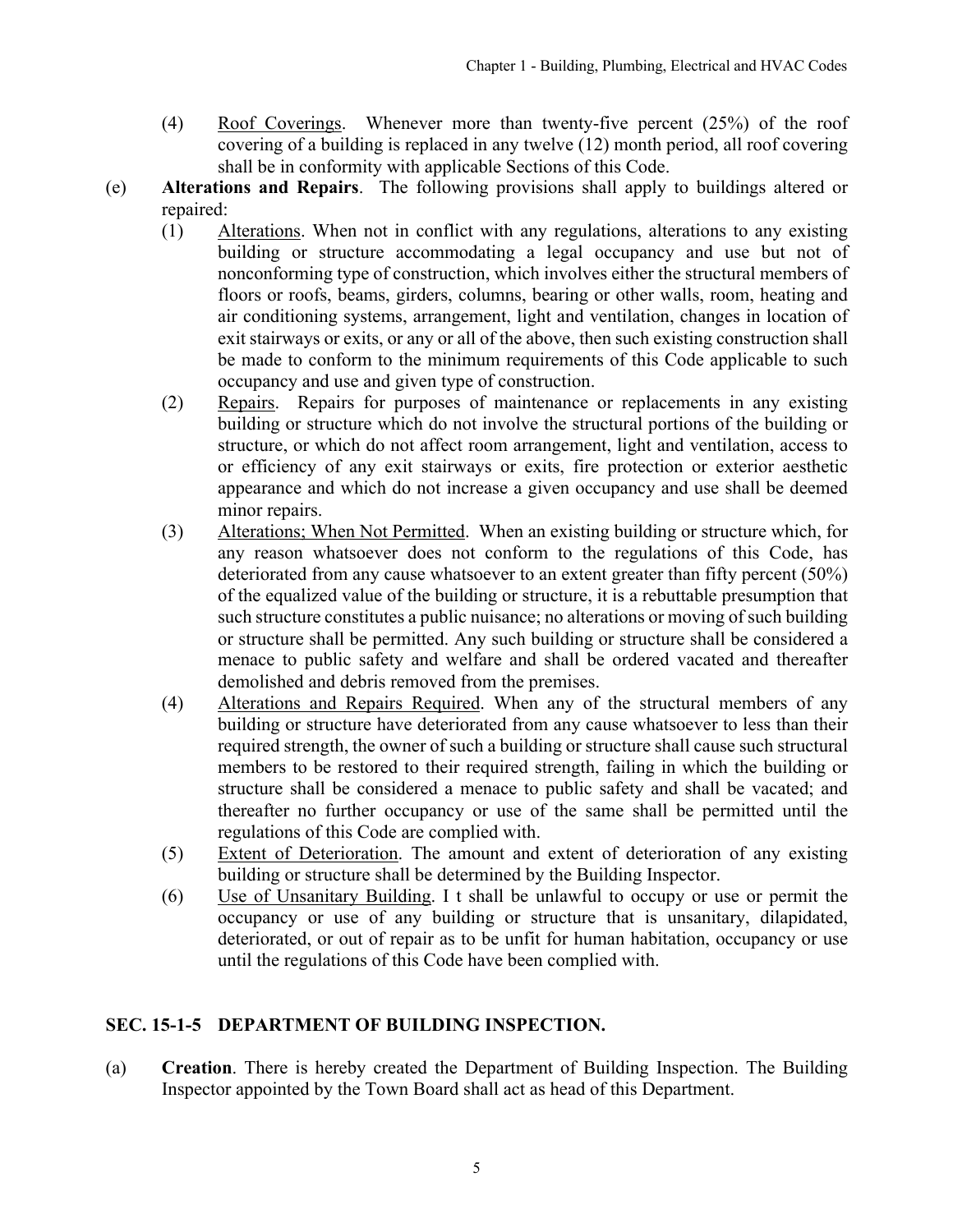(4) Roof Coverings. Whenever more than twenty-five percent (25%) of the roof covering of a building is replaced in any twelve (12) month period, all roof covering shall be in conformity with applicable Sections of this Code.

(e) **Alterations and Repairs**. The following provisions shall apply to buildings altered or repaired:

(1) Alterations. When not in conflict with any regulations, alterations to any existing building or structure accommodating a legal occupancy and use but not of nonconforming type of construction, which involves either the structural members of floors or roofs, beams, girders, columns, bearing or other walls, room, heating and air conditioning systems, arrangement, light and ventilation, changes in location of exit stairways or exits, or any or all of the above, then such existing construction shall be made to conform to the minimum requirements of this Code applicable to such occupancy and use and given type of construction.

(2) Repairs. Repairs for purposes of maintenance or replacements in any existing building or structure which do not involve the structural portions of the building or structure, or which do not affect room arrangement, light and ventilation, access to or efficiency of any exit stairways or exits, fire protection or exterior aesthetic appearance and which do not increase a given occupancy and use shall be deemed minor repairs.

(3) Alterations; When Not Permitted. When an existing building or structure which, for any reason whatsoever does not conform to the regulations of this Code, has deteriorated from any cause whatsoever to an extent greater than fifty percent (50%) of the equalized value of the building or structure, it is a rebuttable presumption that such structure constitutes a public nuisance; no alterations or moving of such building or structure shall be permitted. Any such building or structure shall be considered a menace to public safety and welfare and shall be ordered vacated and thereafter demolished and debris removed from the premises.

(4) Alterations and Repairs Required. When any of the structural members of any building or structure have deteriorated from any cause whatsoever to less than their required strength, the owner of such a building or structure shall cause such structural members to be restored to their required strength, failing in which the building or structure shall be considered a menace to public safety and shall be vacated; and thereafter no further occupancy or use of the same shall be permitted until the regulations of this Code are complied with.

(5) Extent of Deterioration. The amount and extent of deterioration of any existing building or structure shall be determined by the Building Inspector.

(6) Use of Unsanitary Building. I t shall be unlawful to occupy or use or permit the occupancy or use of any building or structure that is unsanitary, dilapidated, deteriorated, or out of repair as to be unfit for human habitation, occupancy or use until the regulations of this Code have been complied with.

## SEC. 15-1-5 DEPARTMENT OF BUILDING INSPECTION.

(a) **Creation**. There is hereby created the Department of Building Inspection. The Building Inspector appointed by the Town Board shall act as head of this Department.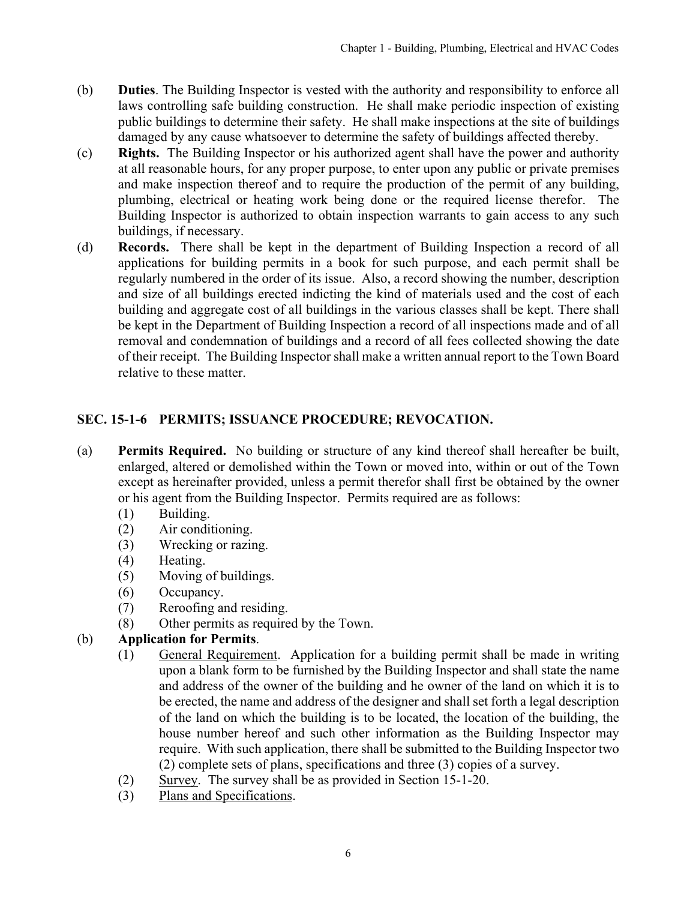(b) **Duties**. The Building Inspector is vested with the authority and responsibility to enforce all laws controlling safe building construction. He shall make periodic inspection of existing public buildings to determine their safety. He shall make inspections at the site of buildings damaged by any cause whatsoever to determine the safety of buildings affected thereby.

(c) **Rights.** The Building Inspector or his authorized agent shall have the power and authority at all reasonable hours, for any proper purpose, to enter upon any public or private premises and make inspection thereof and to require the production of the permit of any building, plumbing, electrical or heating work being done or the required license therefor. The Building Inspector is authorized to obtain inspection warrants to gain access to any such buildings, if necessary.

(d) **Records.** There shall be kept in the department of Building Inspection a record of all applications for building permits in a book for such purpose, and each permit shall be regularly numbered in the order of its issue. Also, a record showing the number, description and size of all buildings erected indicting the kind of materials used and the cost of each building and aggregate cost of all buildings in the various classes shall be kept. There shall be kept in the Department of Building Inspection a record of all inspections made and of all removal and condemnation of buildings and a record of all fees collected showing the date of their receipt. The Building Inspector shall make a written annual report to the Town Board relative to these matter.

## SEC. 15-1-6 PERMITS; ISSUANCE PROCEDURE; REVOCATION.

(a) **Permits Required.** No building or structure of any kind thereof shall hereafter be built, enlarged, altered or demolished within the Town or moved into, within or out of the Town except as hereinafter provided, unless a permit therefor shall first be obtained by the owner or his agent from the Building Inspector. Permits required are as follows:

   (1) Building.
   (2) Air conditioning.
   (3) Wrecking or razing.
   (4) Heating.
   (5) Moving of buildings.
   (6) Occupancy.
   (7) Reroofing and residing.
   (8) Other permits as required by the Town.

(b) **Application for Permits**.

   (1) General Requirement. Application for a building permit shall be made in writing upon a blank form to be furnished by the Building Inspector and shall state the name and address of the owner of the building and he owner of the land on which it is to be erected, the name and address of the designer and shall set forth a legal description of the land on which the building is to be located, the location of the building, the house number hereof and such other information as the Building Inspector may require. With such application, there shall be submitted to the Building Inspector two (2) complete sets of plans, specifications and three (3) copies of a survey.

   (2) Survey. The survey shall be as provided in Section 15-1-20.

   (3) Plans and Specifications.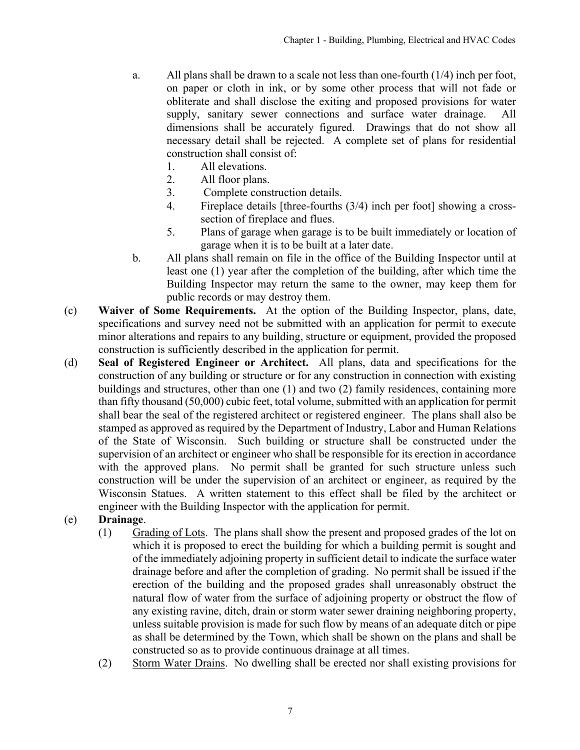a. All plans shall be drawn to a scale not less than one-fourth (1/4) inch per foot, on paper or cloth in ink, or by some other process that will not fade or obliterate and shall disclose the exiting and proposed provisions for water supply, sanitary sewer connections and surface water drainage. All dimensions shall be accurately figured. Drawings that do not show all necessary detail shall be rejected. A complete set of plans for residential construction shall consist of:
   1. All elevations.
   2. All floor plans.
   3. Complete construction details.
   4. Fireplace details [three-fourths (3/4) inch per foot] showing a cross-section of fireplace and flues.
   5. Plans of garage when garage is to be built immediately or location of garage when it is to be built at a later date.

b. All plans shall remain on file in the office of the Building Inspector until at least one (1) year after the completion of the building, after which time the Building Inspector may return the same to the owner, may keep them for public records or may destroy them.

(c) **Waiver of Some Requirements.** At the option of the Building Inspector, plans, date, specifications and survey need not be submitted with an application for permit to execute minor alterations and repairs to any building, structure or equipment, provided the proposed construction is sufficiently described in the application for permit.

(d) **Seal of Registered Engineer or Architect.** All plans, data and specifications for the construction of any building or structure or for any construction in connection with existing buildings and structures, other than one (1) and two (2) family residences, containing more than fifty thousand (50,000) cubic feet, total volume, submitted with an application for permit shall bear the seal of the registered architect or registered engineer. The plans shall also be stamped as approved as required by the Department of Industry, Labor and Human Relations of the State of Wisconsin. Such building or structure shall be constructed under the supervision of an architect or engineer who shall be responsible for its erection in accordance with the approved plans. No permit shall be granted for such structure unless such construction will be under the supervision of an architect or engineer, as required by the Wisconsin Statues. A written statement to this effect shall be filed by the architect or engineer with the Building Inspector with the application for permit.

(e) **Drainage**.

(1) Grading of Lots. The plans shall show the present and proposed grades of the lot on which it is proposed to erect the building for which a building permit is sought and of the immediately adjoining property in sufficient detail to indicate the surface water drainage before and after the completion of grading. No permit shall be issued if the erection of the building and the proposed grades shall unreasonably obstruct the natural flow of water from the surface of adjoining property or obstruct the flow of any existing ravine, ditch, drain or storm water sewer draining neighboring property, unless suitable provision is made for such flow by means of an adequate ditch or pipe as shall be determined by the Town, which shall be shown on the plans and shall be constructed so as to provide continuous drainage at all times.

(2) Storm Water Drains. No dwelling shall be erected nor shall existing provisions for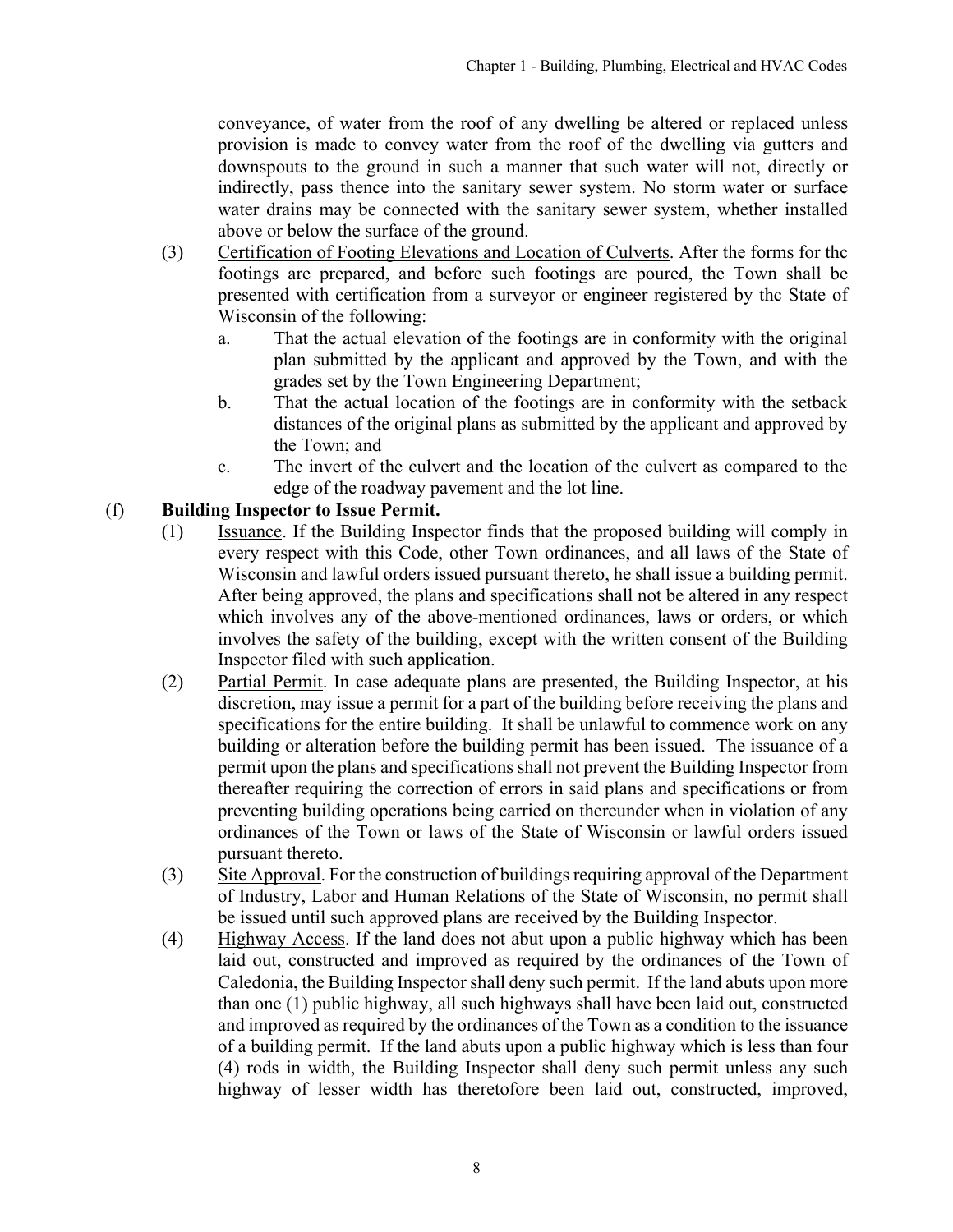conveyance, of water from the roof of any dwelling be altered or replaced unless provision is made to convey water from the roof of the dwelling via gutters and downspouts to the ground in such a manner that such water will not, directly or indirectly, pass thence into the sanitary sewer system. No storm water or surface water drains may be connected with the sanitary sewer system, whether installed above or below the surface of the ground.

(3) Certification of Footing Elevations and Location of Culverts. After the forms for thc footings are prepared, and before such footings are poured, the Town shall be presented with certification from a surveyor or engineer registered by thc State of Wisconsin of the following:

a. That the actual elevation of the footings are in conformity with the original plan submitted by the applicant and approved by the Town, and with the grades set by the Town Engineering Department;

b. That the actual location of the footings are in conformity with the setback distances of the original plans as submitted by the applicant and approved by the Town; and

c. The invert of the culvert and the location of the culvert as compared to the edge of the roadway pavement and the lot line.

(f) **Building Inspector to Issue Permit.**

(1) Issuance. If the Building Inspector finds that the proposed building will comply in every respect with this Code, other Town ordinances, and all laws of the State of Wisconsin and lawful orders issued pursuant thereto, he shall issue a building permit. After being approved, the plans and specifications shall not be altered in any respect which involves any of the above-mentioned ordinances, laws or orders, or which involves the safety of the building, except with the written consent of the Building Inspector filed with such application.

(2) Partial Permit. In case adequate plans are presented, the Building Inspector, at his discretion, may issue a permit for a part of the building before receiving the plans and specifications for the entire building. It shall be unlawful to commence work on any building or alteration before the building permit has been issued. The issuance of a permit upon the plans and specifications shall not prevent the Building Inspector from thereafter requiring the correction of errors in said plans and specifications or from preventing building operations being carried on thereunder when in violation of any ordinances of the Town or laws of the State of Wisconsin or lawful orders issued pursuant thereto.

(3) Site Approval. For the construction of buildings requiring approval of the Department of Industry, Labor and Human Relations of the State of Wisconsin, no permit shall be issued until such approved plans are received by the Building Inspector.

(4) Highway Access. If the land does not abut upon a public highway which has been laid out, constructed and improved as required by the ordinances of the Town of Caledonia, the Building Inspector shall deny such permit. If the land abuts upon more than one (1) public highway, all such highways shall have been laid out, constructed and improved as required by the ordinances of the Town as a condition to the issuance of a building permit. If the land abuts upon a public highway which is less than four (4) rods in width, the Building Inspector shall deny such permit unless any such highway of lesser width has theretofore been laid out, constructed, improved,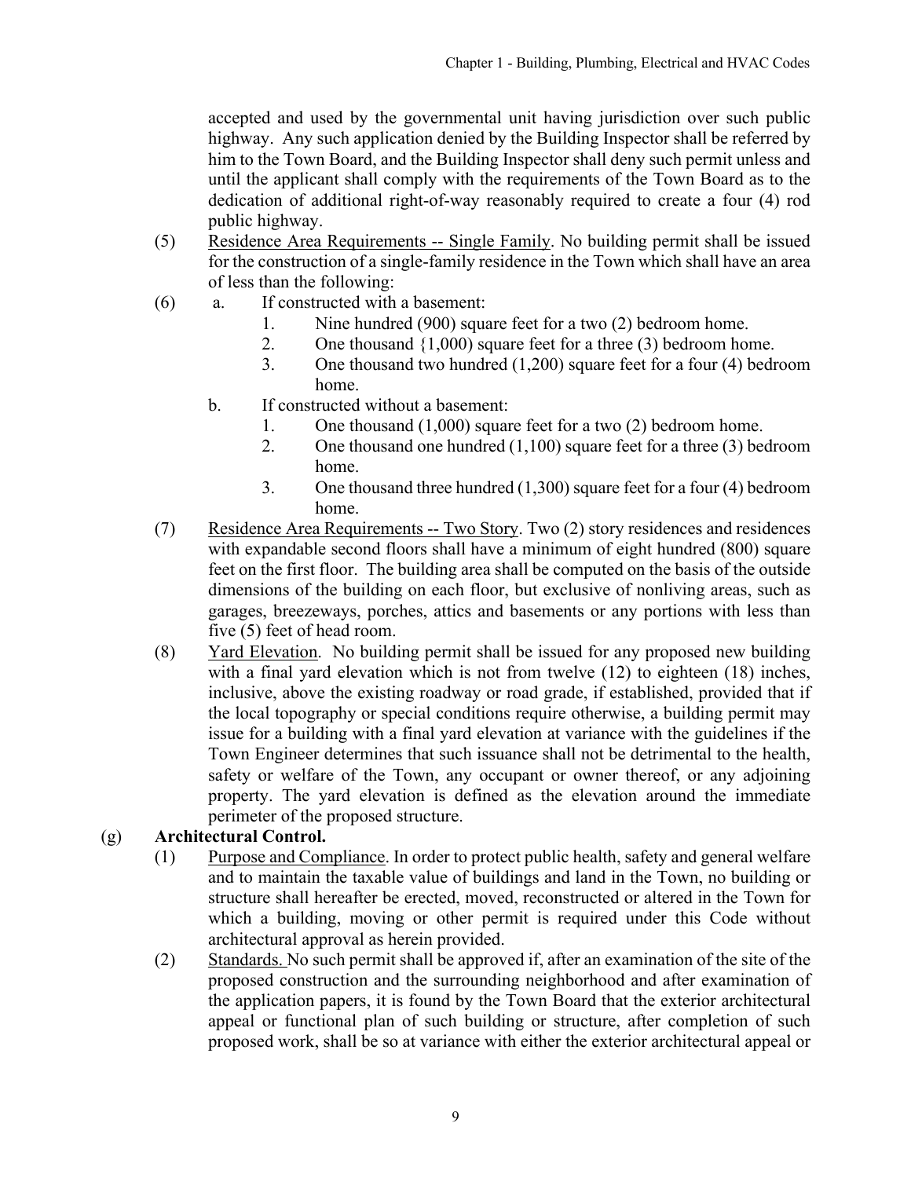accepted and used by the governmental unit having jurisdiction over such public highway. Any such application denied by the Building Inspector shall be referred by him to the Town Board, and the Building Inspector shall deny such permit unless and until the applicant shall comply with the requirements of the Town Board as to the dedication of additional right-of-way reasonably required to create a four (4) rod public highway.

(5) Residence Area Requirements -- Single Family. No building permit shall be issued for the construction of a single-family residence in the Town which shall have an area of less than the following:

(6) a. If constructed with a basement:
   1. Nine hundred (900) square feet for a two (2) bedroom home.
   2. One thousand {1,000) square feet for a three (3) bedroom home.
   3. One thousand two hundred (1,200) square feet for a four (4) bedroom home.

   b. If constructed without a basement:
   1. One thousand (1,000) square feet for a two (2) bedroom home.
   2. One thousand one hundred (1,100) square feet for a three (3) bedroom home.
   3. One thousand three hundred (1,300) square feet for a four (4) bedroom home.

(7) Residence Area Requirements -- Two Story. Two (2) story residences and residences with expandable second floors shall have a minimum of eight hundred (800) square feet on the first floor. The building area shall be computed on the basis of the outside dimensions of the building on each floor, but exclusive of nonliving areas, such as garages, breezeways, porches, attics and basements or any portions with less than five (5) feet of head room.

(8) Yard Elevation. No building permit shall be issued for any proposed new building with a final yard elevation which is not from twelve (12) to eighteen (18) inches, inclusive, above the existing roadway or road grade, if established, provided that if the local topography or special conditions require otherwise, a building permit may issue for a building with a final yard elevation at variance with the guidelines if the Town Engineer determines that such issuance shall not be detrimental to the health, safety or welfare of the Town, any occupant or owner thereof, or any adjoining property. The yard elevation is defined as the elevation around the immediate perimeter of the proposed structure.

(g) **Architectural Control.**

(1) Purpose and Compliance. In order to protect public health, safety and general welfare and to maintain the taxable value of buildings and land in the Town, no building or structure shall hereafter be erected, moved, reconstructed or altered in the Town for which a building, moving or other permit is required under this Code without architectural approval as herein provided.

(2) Standards. No such permit shall be approved if, after an examination of the site of the proposed construction and the surrounding neighborhood and after examination of the application papers, it is found by the Town Board that the exterior architectural appeal or functional plan of such building or structure, after completion of such proposed work, shall be so at variance with either the exterior architectural appeal or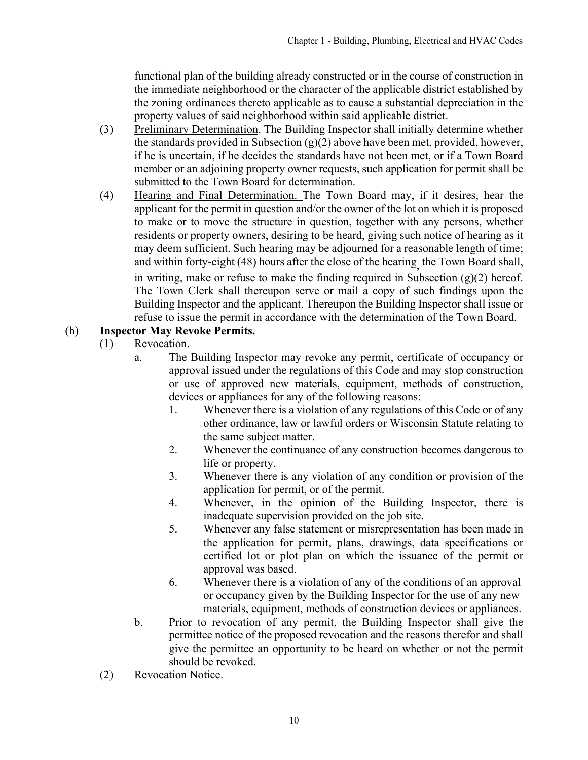functional plan of the building already constructed or in the course of construction in the immediate neighborhood or the character of the applicable district established by the zoning ordinances thereto applicable as to cause a substantial depreciation in the property values of said neighborhood within said applicable district.

(3) Preliminary Determination. The Building Inspector shall initially determine whether the standards provided in Subsection (g)(2) above have been met, provided, however, if he is uncertain, if he decides the standards have not been met, or if a Town Board member or an adjoining property owner requests, such application for permit shall be submitted to the Town Board for determination.

(4) Hearing and Final Determination. The Town Board may, if it desires, hear the applicant for the permit in question and/or the owner of the lot on which it is proposed to make or to move the structure in question, together with any persons, whether residents or property owners, desiring to be heard, giving such notice of hearing as it may deem sufficient. Such hearing may be adjourned for a reasonable length of time; and within forty-eight (48) hours after the close of the hearing, the Town Board shall, in writing, make or refuse to make the finding required in Subsection (g)(2) hereof. The Town Clerk shall thereupon serve or mail a copy of such findings upon the Building Inspector and the applicant. Thereupon the Building Inspector shall issue or refuse to issue the permit in accordance with the determination of the Town Board.

(h) **Inspector May Revoke Permits.**

(1) Revocation.

a. The Building Inspector may revoke any permit, certificate of occupancy or approval issued under the regulations of this Code and may stop construction or use of approved new materials, equipment, methods of construction, devices or appliances for any of the following reasons:

1. Whenever there is a violation of any regulations of this Code or of any other ordinance, law or lawful orders or Wisconsin Statute relating to the same subject matter.
2. Whenever the continuance of any construction becomes dangerous to life or property.
3. Whenever there is any violation of any condition or provision of the application for permit, or of the permit.
4. Whenever, in the opinion of the Building Inspector, there is inadequate supervision provided on the job site.
5. Whenever any false statement or misrepresentation has been made in the application for permit, plans, drawings, data specifications or certified lot or plot plan on which the issuance of the permit or approval was based.
6. Whenever there is a violation of any of the conditions of an approval or occupancy given by the Building Inspector for the use of any new materials, equipment, methods of construction devices or appliances.

b. Prior to revocation of any permit, the Building Inspector shall give the permittee notice of the proposed revocation and the reasons therefor and shall give the permittee an opportunity to be heard on whether or not the permit should be revoked.

(2) Revocation Notice.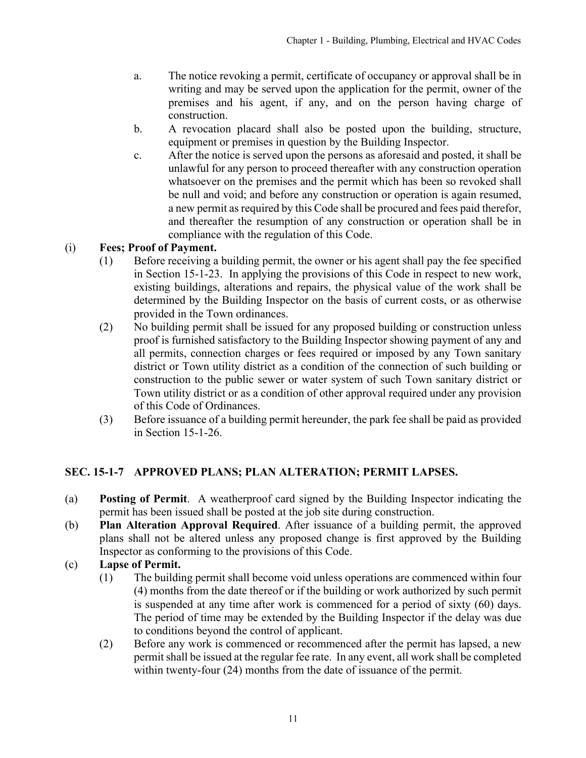a. The notice revoking a permit, certificate of occupancy or approval shall be in writing and may be served upon the application for the permit, owner of the premises and his agent, if any, and on the person having charge of construction.

b. A revocation placard shall also be posted upon the building, structure, equipment or premises in question by the Building Inspector.

c. After the notice is served upon the persons as aforesaid and posted, it shall be unlawful for any person to proceed thereafter with any construction operation whatsoever on the premises and the permit which has been so revoked shall be null and void; and before any construction or operation is again resumed, a new permit as required by this Code shall be procured and fees paid therefor, and thereafter the resumption of any construction or operation shall be in compliance with the regulation of this Code.

(i) **Fees; Proof of Payment.**

(1) Before receiving a building permit, the owner or his agent shall pay the fee specified in Section 15-1-23. In applying the provisions of this Code in respect to new work, existing buildings, alterations and repairs, the physical value of the work shall be determined by the Building Inspector on the basis of current costs, or as otherwise provided in the Town ordinances.

(2) No building permit shall be issued for any proposed building or construction unless proof is furnished satisfactory to the Building Inspector showing payment of any and all permits, connection charges or fees required or imposed by any Town sanitary district or Town utility district as a condition of the connection of such building or construction to the public sewer or water system of such Town sanitary district or Town utility district or as a condition of other approval required under any provision of this Code of Ordinances.

(3) Before issuance of a building permit hereunder, the park fee shall be paid as provided in Section 15-1-26.

## SEC. 15-1-7 APPROVED PLANS; PLAN ALTERATION; PERMIT LAPSES.

(a) **Posting of Permit**. A weatherproof card signed by the Building Inspector indicating the permit has been issued shall be posted at the job site during construction.

(b) **Plan Alteration Approval Required**. After issuance of a building permit, the approved plans shall not be altered unless any proposed change is first approved by the Building Inspector as conforming to the provisions of this Code.

(c) **Lapse of Permit.**

(1) The building permit shall become void unless operations are commenced within four (4) months from the date thereof or if the building or work authorized by such permit is suspended at any time after work is commenced for a period of sixty (60) days. The period of time may be extended by the Building Inspector if the delay was due to conditions beyond the control of applicant.

(2) Before any work is commenced or recommenced after the permit has lapsed, a new permit shall be issued at the regular fee rate. In any event, all work shall be completed within twenty-four (24) months from the date of issuance of the permit.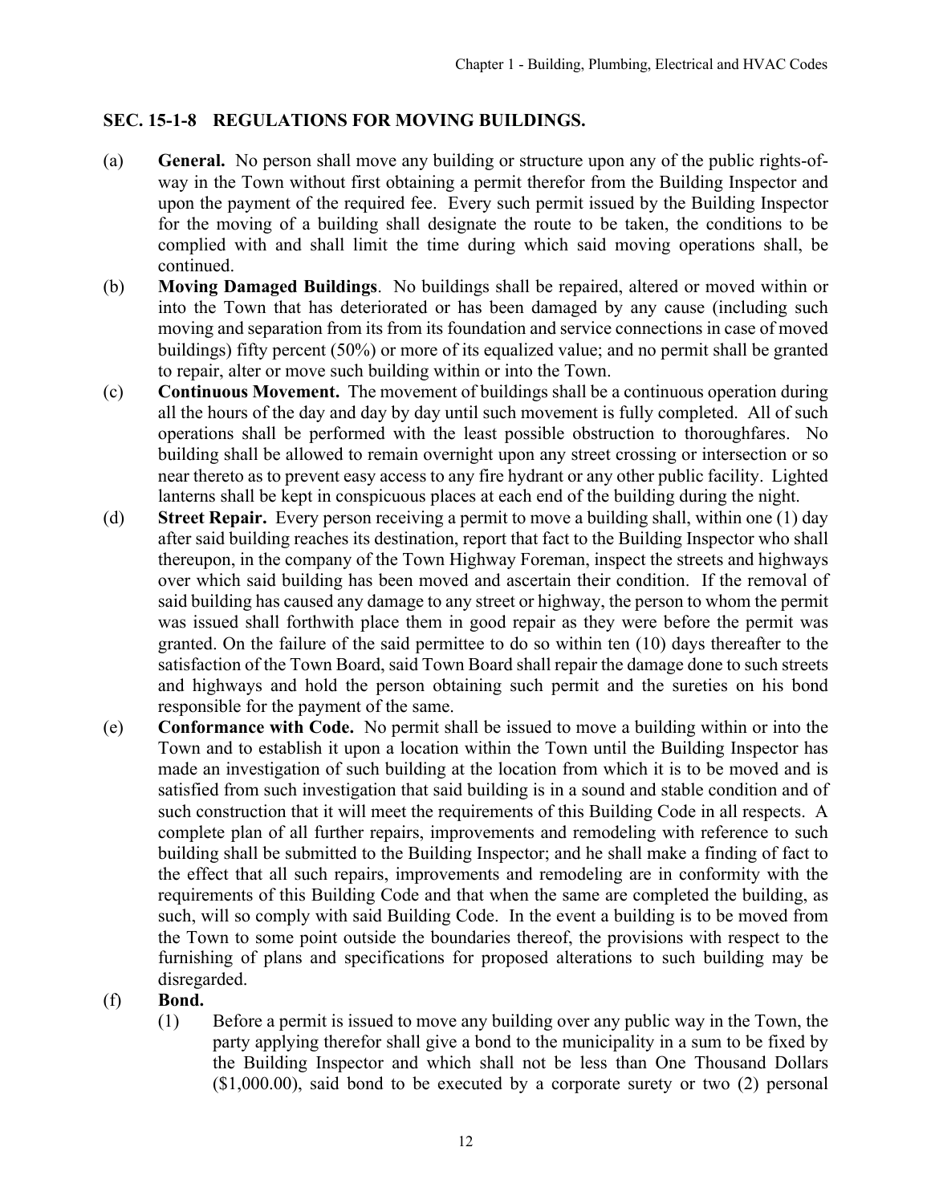## SEC. 15-1-8 REGULATIONS FOR MOVING BUILDINGS.

(a) **General.** No person shall move any building or structure upon any of the public rights-of-way in the Town without first obtaining a permit therefor from the Building Inspector and upon the payment of the required fee. Every such permit issued by the Building Inspector for the moving of a building shall designate the route to be taken, the conditions to be complied with and shall limit the time during which said moving operations shall, be continued.

(b) **Moving Damaged Buildings**. No buildings shall be repaired, altered or moved within or into the Town that has deteriorated or has been damaged by any cause (including such moving and separation from its from its foundation and service connections in case of moved buildings) fifty percent (50%) or more of its equalized value; and no permit shall be granted to repair, alter or move such building within or into the Town.

(c) **Continuous Movement.** The movement of buildings shall be a continuous operation during all the hours of the day and day by day until such movement is fully completed. All of such operations shall be performed with the least possible obstruction to thoroughfares. No building shall be allowed to remain overnight upon any street crossing or intersection or so near thereto as to prevent easy access to any fire hydrant or any other public facility. Lighted lanterns shall be kept in conspicuous places at each end of the building during the night.

(d) **Street Repair.** Every person receiving a permit to move a building shall, within one (1) day after said building reaches its destination, report that fact to the Building Inspector who shall thereupon, in the company of the Town Highway Foreman, inspect the streets and highways over which said building has been moved and ascertain their condition. If the removal of said building has caused any damage to any street or highway, the person to whom the permit was issued shall forthwith place them in good repair as they were before the permit was granted. On the failure of the said permittee to do so within ten (10) days thereafter to the satisfaction of the Town Board, said Town Board shall repair the damage done to such streets and highways and hold the person obtaining such permit and the sureties on his bond responsible for the payment of the same.

(e) **Conformance with Code.** No permit shall be issued to move a building within or into the Town and to establish it upon a location within the Town until the Building Inspector has made an investigation of such building at the location from which it is to be moved and is satisfied from such investigation that said building is in a sound and stable condition and of such construction that it will meet the requirements of this Building Code in all respects. A complete plan of all further repairs, improvements and remodeling with reference to such building shall be submitted to the Building Inspector; and he shall make a finding of fact to the effect that all such repairs, improvements and remodeling are in conformity with the requirements of this Building Code and that when the same are completed the building, as such, will so comply with said Building Code. In the event a building is to be moved from the Town to some point outside the boundaries thereof, the provisions with respect to the furnishing of plans and specifications for proposed alterations to such building may be disregarded.

(f) **Bond.**

(1) Before a permit is issued to move any building over any public way in the Town, the party applying therefor shall give a bond to the municipality in a sum to be fixed by the Building Inspector and which shall not be less than One Thousand Dollars ($1,000.00), said bond to be executed by a corporate surety or two (2) personal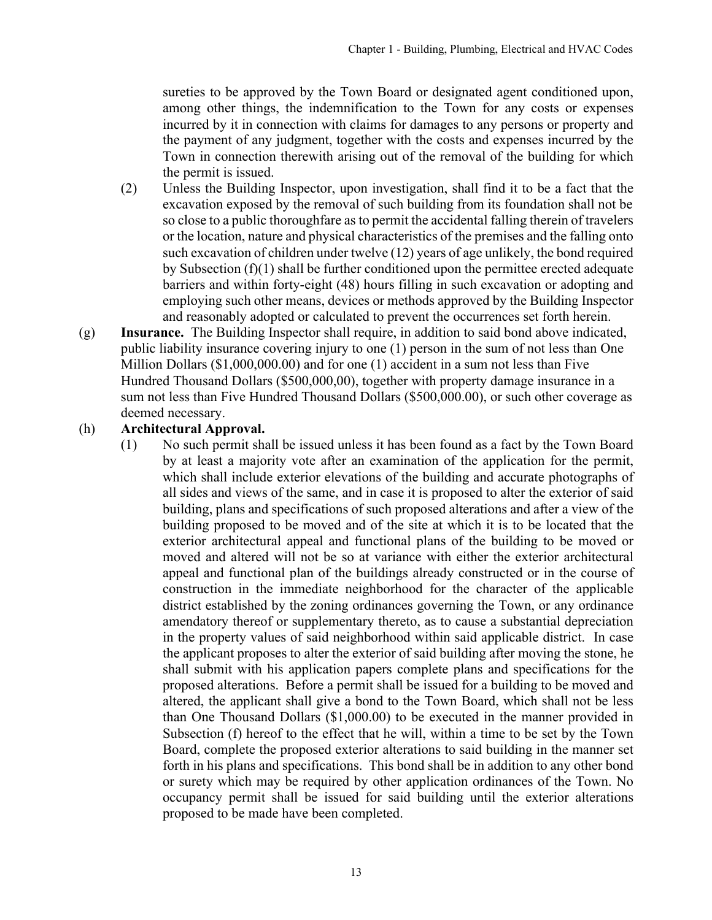sureties to be approved by the Town Board or designated agent conditioned upon, among other things, the indemnification to the Town for any costs or expenses incurred by it in connection with claims for damages to any persons or property and the payment of any judgment, together with the costs and expenses incurred by the Town in connection therewith arising out of the removal of the building for which the permit is issued.

(2) Unless the Building Inspector, upon investigation, shall find it to be a fact that the excavation exposed by the removal of such building from its foundation shall not be so close to a public thoroughfare as to permit the accidental falling therein of travelers or the location, nature and physical characteristics of the premises and the falling onto such excavation of children under twelve (12) years of age unlikely, the bond required by Subsection (f)(1) shall be further conditioned upon the permittee erected adequate barriers and within forty-eight (48) hours filling in such excavation or adopting and employing such other means, devices or methods approved by the Building Inspector and reasonably adopted or calculated to prevent the occurrences set forth herein.

(g) **Insurance.** The Building Inspector shall require, in addition to said bond above indicated, public liability insurance covering injury to one (1) person in the sum of not less than One Million Dollars ($1,000,000.00) and for one (1) accident in a sum not less than Five Hundred Thousand Dollars ($500,000,00), together with property damage insurance in a sum not less than Five Hundred Thousand Dollars ($500,000.00), or such other coverage as deemed necessary.

(h) **Architectural Approval.**

(1) No such permit shall be issued unless it has been found as a fact by the Town Board by at least a majority vote after an examination of the application for the permit, which shall include exterior elevations of the building and accurate photographs of all sides and views of the same, and in case it is proposed to alter the exterior of said building, plans and specifications of such proposed alterations and after a view of the building proposed to be moved and of the site at which it is to be located that the exterior architectural appeal and functional plans of the building to be moved or moved and altered will not be so at variance with either the exterior architectural appeal and functional plan of the buildings already constructed or in the course of construction in the immediate neighborhood for the character of the applicable district established by the zoning ordinances governing the Town, or any ordinance amendatory thereof or supplementary thereto, as to cause a substantial depreciation in the property values of said neighborhood within said applicable district. In case the applicant proposes to alter the exterior of said building after moving the stone, he shall submit with his application papers complete plans and specifications for the proposed alterations. Before a permit shall be issued for a building to be moved and altered, the applicant shall give a bond to the Town Board, which shall not be less than One Thousand Dollars ($1,000.00) to be executed in the manner provided in Subsection (f) hereof to the effect that he will, within a time to be set by the Town Board, complete the proposed exterior alterations to said building in the manner set forth in his plans and specifications. This bond shall be in addition to any other bond or surety which may be required by other application ordinances of the Town. No occupancy permit shall be issued for said building until the exterior alterations proposed to be made have been completed.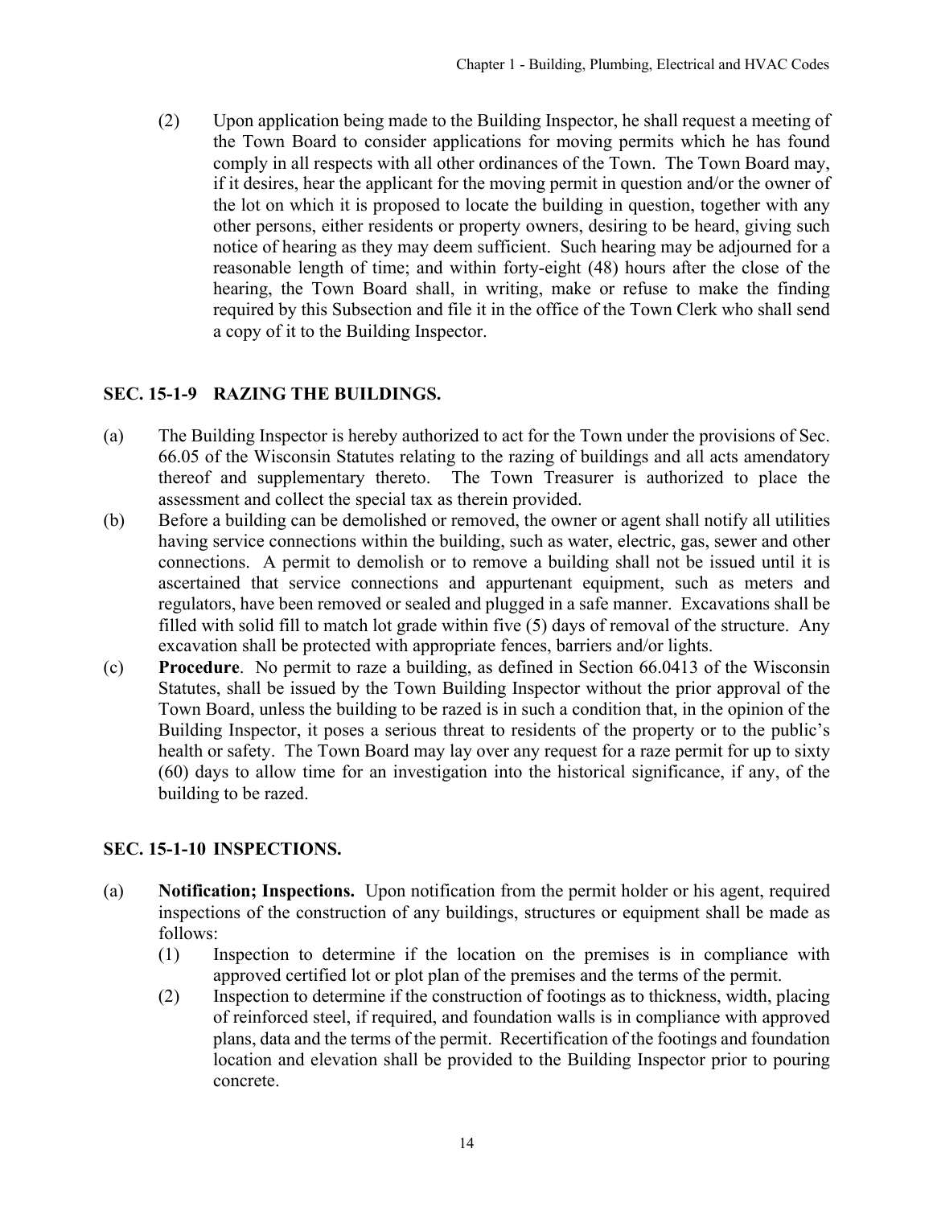(2) Upon application being made to the Building Inspector, he shall request a meeting of the Town Board to consider applications for moving permits which he has found comply in all respects with all other ordinances of the Town. The Town Board may, if it desires, hear the applicant for the moving permit in question and/or the owner of the lot on which it is proposed to locate the building in question, together with any other persons, either residents or property owners, desiring to be heard, giving such notice of hearing as they may deem sufficient. Such hearing may be adjourned for a reasonable length of time; and within forty-eight (48) hours after the close of the hearing, the Town Board shall, in writing, make or refuse to make the finding required by this Subsection and file it in the office of the Town Clerk who shall send a copy of it to the Building Inspector.

## SEC. 15-1-9 RAZING THE BUILDINGS.

(a) The Building Inspector is hereby authorized to act for the Town under the provisions of Sec. 66.05 of the Wisconsin Statutes relating to the razing of buildings and all acts amendatory thereof and supplementary thereto. The Town Treasurer is authorized to place the assessment and collect the special tax as therein provided.

(b) Before a building can be demolished or removed, the owner or agent shall notify all utilities having service connections within the building, such as water, electric, gas, sewer and other connections. A permit to demolish or to remove a building shall not be issued until it is ascertained that service connections and appurtenant equipment, such as meters and regulators, have been removed or sealed and plugged in a safe manner. Excavations shall be filled with solid fill to match lot grade within five (5) days of removal of the structure. Any excavation shall be protected with appropriate fences, barriers and/or lights.

(c) **Procedure**. No permit to raze a building, as defined in Section 66.0413 of the Wisconsin Statutes, shall be issued by the Town Building Inspector without the prior approval of the Town Board, unless the building to be razed is in such a condition that, in the opinion of the Building Inspector, it poses a serious threat to residents of the property or to the public's health or safety. The Town Board may lay over any request for a raze permit for up to sixty (60) days to allow time for an investigation into the historical significance, if any, of the building to be razed.

## SEC. 15-1-10 INSPECTIONS.

(a) **Notification; Inspections.** Upon notification from the permit holder or his agent, required inspections of the construction of any buildings, structures or equipment shall be made as follows:

(1) Inspection to determine if the location on the premises is in compliance with approved certified lot or plot plan of the premises and the terms of the permit.

(2) Inspection to determine if the construction of footings as to thickness, width, placing of reinforced steel, if required, and foundation walls is in compliance with approved plans, data and the terms of the permit. Recertification of the footings and foundation location and elevation shall be provided to the Building Inspector prior to pouring concrete.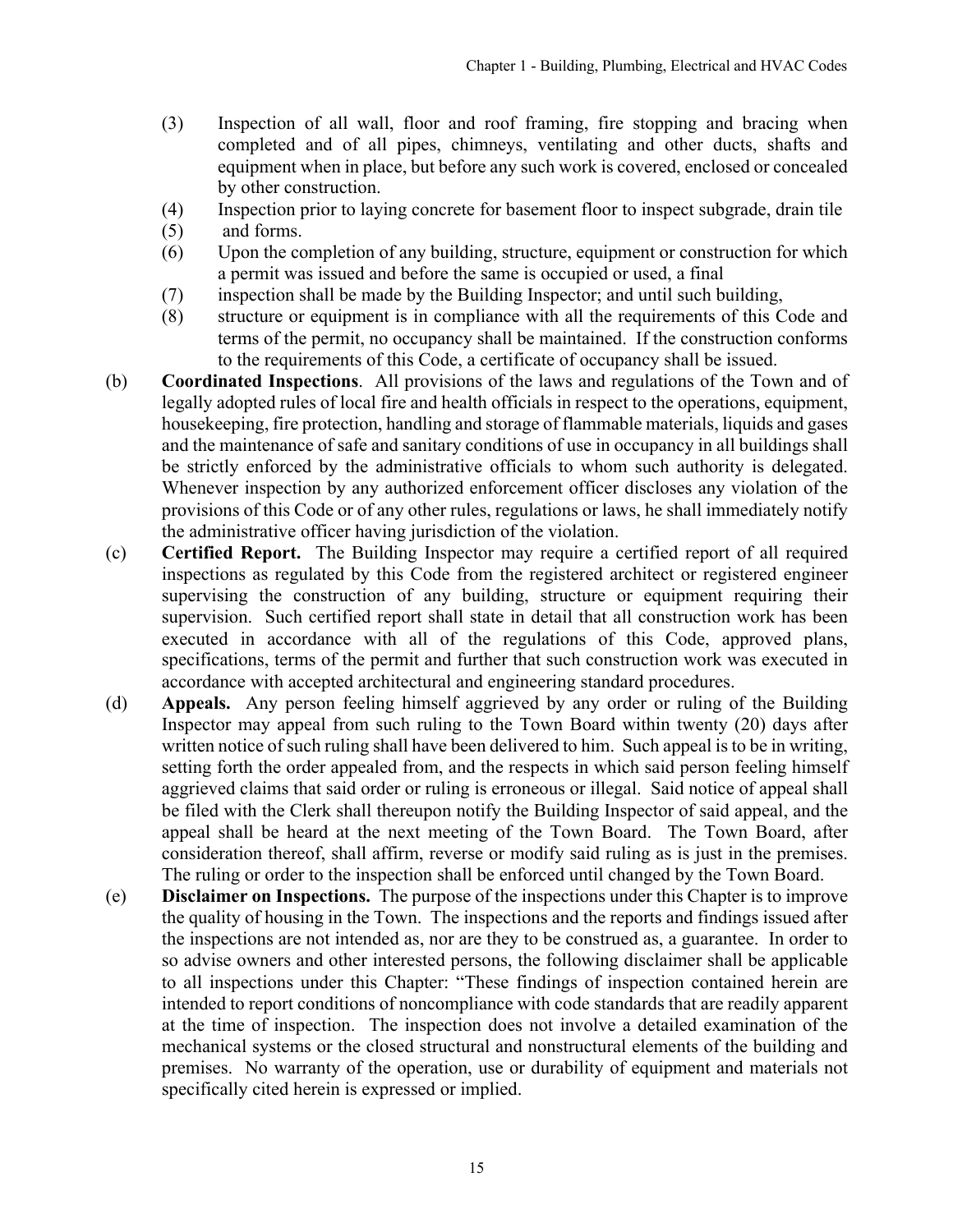(3) Inspection of all wall, floor and roof framing, fire stopping and bracing when completed and of all pipes, chimneys, ventilating and other ducts, shafts and equipment when in place, but before any such work is covered, enclosed or concealed by other construction.

(4) Inspection prior to laying concrete for basement floor to inspect subgrade, drain tile

(5) and forms.

(6) Upon the completion of any building, structure, equipment or construction for which a permit was issued and before the same is occupied or used, a final

(7) inspection shall be made by the Building Inspector; and until such building,

(8) structure or equipment is in compliance with all the requirements of this Code and terms of the permit, no occupancy shall be maintained. If the construction conforms to the requirements of this Code, a certificate of occupancy shall be issued.

(b) **Coordinated Inspections**. All provisions of the laws and regulations of the Town and of legally adopted rules of local fire and health officials in respect to the operations, equipment, housekeeping, fire protection, handling and storage of flammable materials, liquids and gases and the maintenance of safe and sanitary conditions of use in occupancy in all buildings shall be strictly enforced by the administrative officials to whom such authority is delegated. Whenever inspection by any authorized enforcement officer discloses any violation of the provisions of this Code or of any other rules, regulations or laws, he shall immediately notify the administrative officer having jurisdiction of the violation.

(c) **Certified Report.** The Building Inspector may require a certified report of all required inspections as regulated by this Code from the registered architect or registered engineer supervising the construction of any building, structure or equipment requiring their supervision. Such certified report shall state in detail that all construction work has been executed in accordance with all of the regulations of this Code, approved plans, specifications, terms of the permit and further that such construction work was executed in accordance with accepted architectural and engineering standard procedures.

(d) **Appeals.** Any person feeling himself aggrieved by any order or ruling of the Building Inspector may appeal from such ruling to the Town Board within twenty (20) days after written notice of such ruling shall have been delivered to him. Such appeal is to be in writing, setting forth the order appealed from, and the respects in which said person feeling himself aggrieved claims that said order or ruling is erroneous or illegal. Said notice of appeal shall be filed with the Clerk shall thereupon notify the Building Inspector of said appeal, and the appeal shall be heard at the next meeting of the Town Board. The Town Board, after consideration thereof, shall affirm, reverse or modify said ruling as is just in the premises. The ruling or order to the inspection shall be enforced until changed by the Town Board.

(e) **Disclaimer on Inspections.** The purpose of the inspections under this Chapter is to improve the quality of housing in the Town. The inspections and the reports and findings issued after the inspections are not intended as, nor are they to be construed as, a guarantee. In order to so advise owners and other interested persons, the following disclaimer shall be applicable to all inspections under this Chapter: "These findings of inspection contained herein are intended to report conditions of noncompliance with code standards that are readily apparent at the time of inspection. The inspection does not involve a detailed examination of the mechanical systems or the closed structural and nonstructural elements of the building and premises. No warranty of the operation, use or durability of equipment and materials not specifically cited herein is expressed or implied.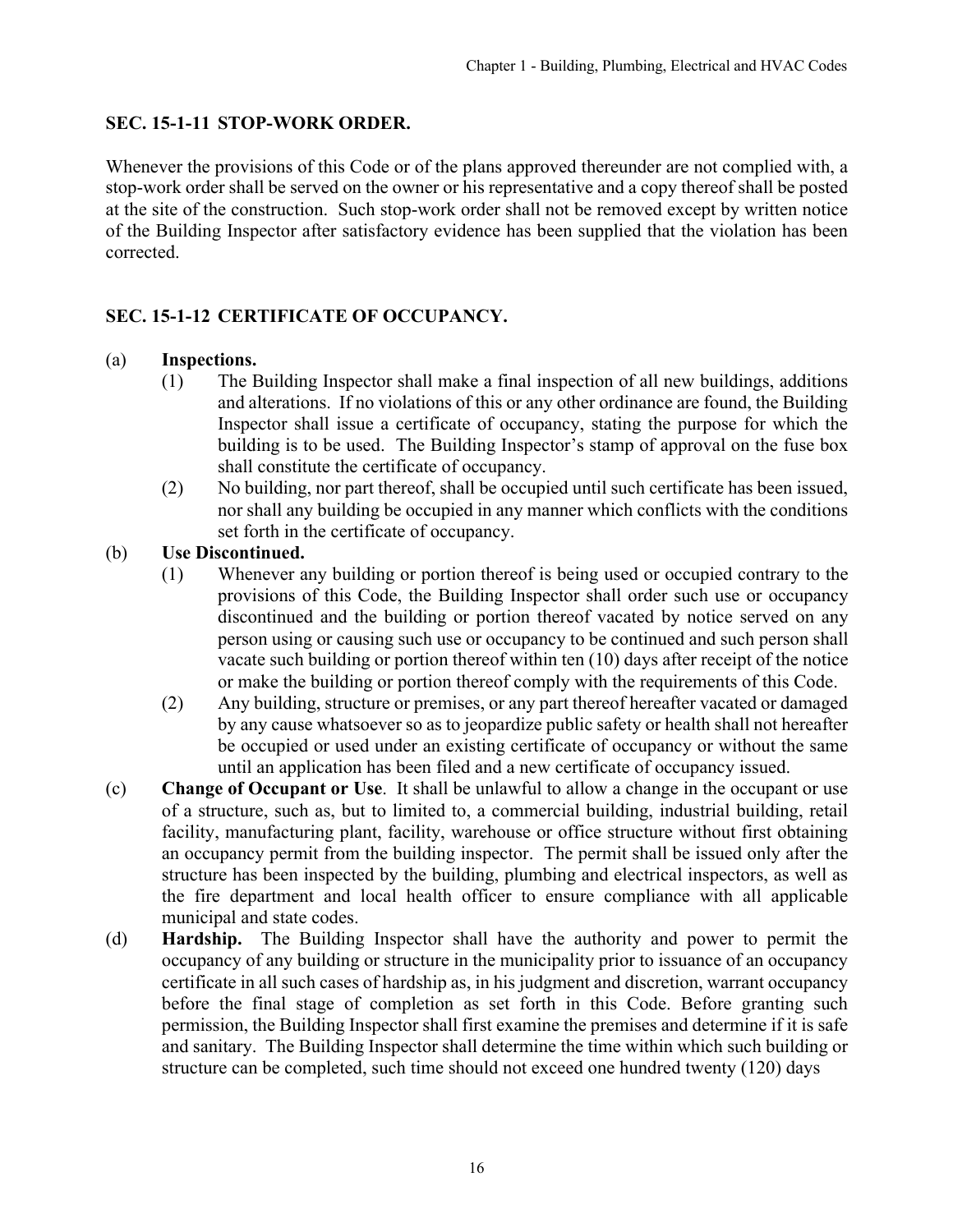## SEC. 15-1-11 STOP-WORK ORDER.

Whenever the provisions of this Code or of the plans approved thereunder are not complied with, a stop-work order shall be served on the owner or his representative and a copy thereof shall be posted at the site of the construction. Such stop-work order shall not be removed except by written notice of the Building Inspector after satisfactory evidence has been supplied that the violation has been corrected.

## SEC. 15-1-12 CERTIFICATE OF OCCUPANCY.

(a) **Inspections.**

(1) The Building Inspector shall make a final inspection of all new buildings, additions and alterations. If no violations of this or any other ordinance are found, the Building Inspector shall issue a certificate of occupancy, stating the purpose for which the building is to be used. The Building Inspector's stamp of approval on the fuse box shall constitute the certificate of occupancy.

(2) No building, nor part thereof, shall be occupied until such certificate has been issued, nor shall any building be occupied in any manner which conflicts with the conditions set forth in the certificate of occupancy.

(b) **Use Discontinued.**

(1) Whenever any building or portion thereof is being used or occupied contrary to the provisions of this Code, the Building Inspector shall order such use or occupancy discontinued and the building or portion thereof vacated by notice served on any person using or causing such use or occupancy to be continued and such person shall vacate such building or portion thereof within ten (10) days after receipt of the notice or make the building or portion thereof comply with the requirements of this Code.

(2) Any building, structure or premises, or any part thereof hereafter vacated or damaged by any cause whatsoever so as to jeopardize public safety or health shall not hereafter be occupied or used under an existing certificate of occupancy or without the same until an application has been filed and a new certificate of occupancy issued.

(c) **Change of Occupant or Use**. It shall be unlawful to allow a change in the occupant or use of a structure, such as, but to limited to, a commercial building, industrial building, retail facility, manufacturing plant, facility, warehouse or office structure without first obtaining an occupancy permit from the building inspector. The permit shall be issued only after the structure has been inspected by the building, plumbing and electrical inspectors, as well as the fire department and local health officer to ensure compliance with all applicable municipal and state codes.

(d) **Hardship.** The Building Inspector shall have the authority and power to permit the occupancy of any building or structure in the municipality prior to issuance of an occupancy certificate in all such cases of hardship as, in his judgment and discretion, warrant occupancy before the final stage of completion as set forth in this Code. Before granting such permission, the Building Inspector shall first examine the premises and determine if it is safe and sanitary. The Building Inspector shall determine the time within which such building or structure can be completed, such time should not exceed one hundred twenty (120) days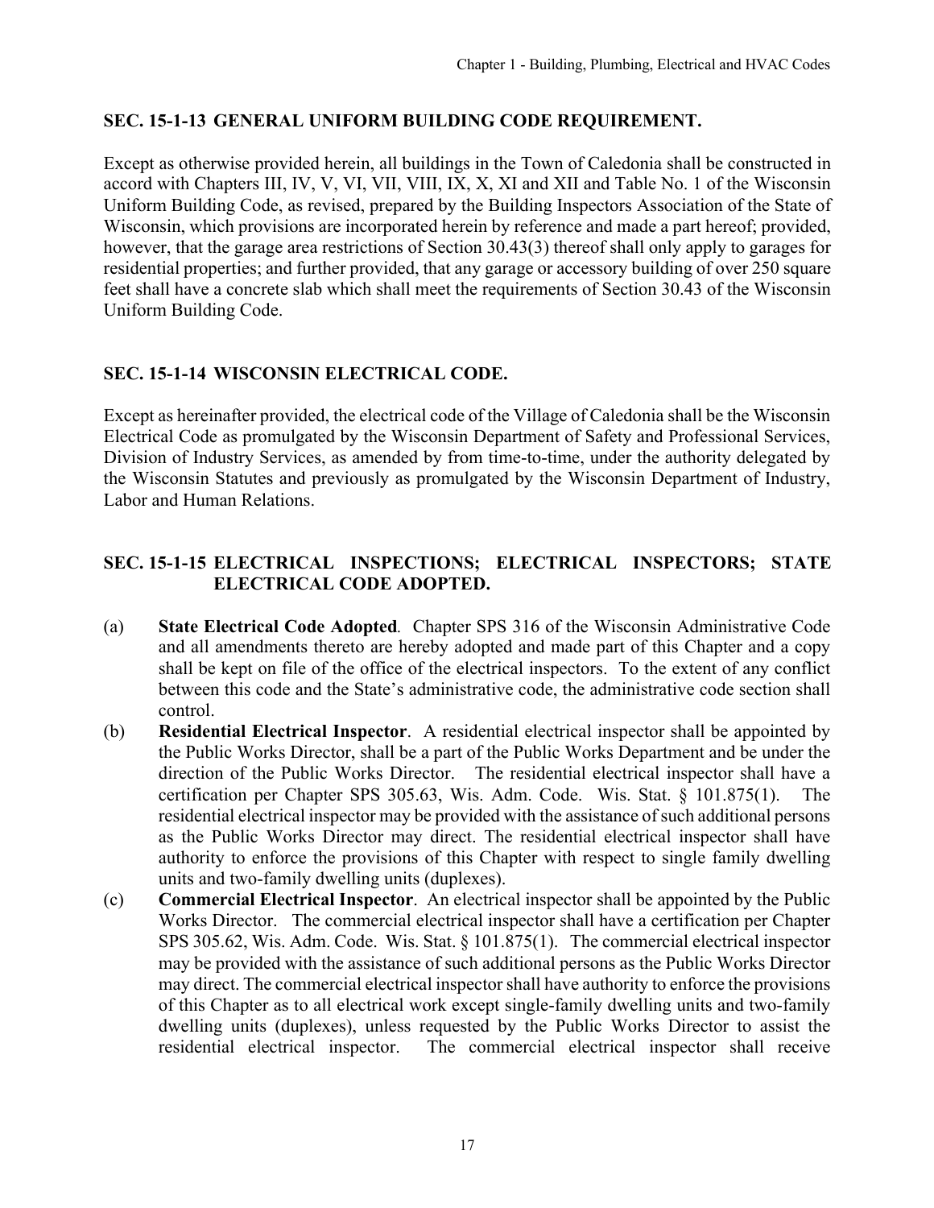### SEC. 15-1-13 GENERAL UNIFORM BUILDING CODE REQUIREMENT.

Except as otherwise provided herein, all buildings in the Town of Caledonia shall be constructed in accord with Chapters III, IV, V, VI, VII, VIII, IX, X, XI and XII and Table No. 1 of the Wisconsin Uniform Building Code, as revised, prepared by the Building Inspectors Association of the State of Wisconsin, which provisions are incorporated herein by reference and made a part hereof; provided, however, that the garage area restrictions of Section 30.43(3) thereof shall only apply to garages for residential properties; and further provided, that any garage or accessory building of over 250 square feet shall have a concrete slab which shall meet the requirements of Section 30.43 of the Wisconsin Uniform Building Code.

### SEC. 15-1-14 WISCONSIN ELECTRICAL CODE.

Except as hereinafter provided, the electrical code of the Village of Caledonia shall be the Wisconsin Electrical Code as promulgated by the Wisconsin Department of Safety and Professional Services, Division of Industry Services, as amended by from time-to-time, under the authority delegated by the Wisconsin Statutes and previously as promulgated by the Wisconsin Department of Industry, Labor and Human Relations.

### SEC. 15-1-15 ELECTRICAL INSPECTIONS; ELECTRICAL INSPECTORS; STATE ELECTRICAL CODE ADOPTED.

(a) **State Electrical Code Adopted**. Chapter SPS 316 of the Wisconsin Administrative Code and all amendments thereto are hereby adopted and made part of this Chapter and a copy shall be kept on file of the office of the electrical inspectors. To the extent of any conflict between this code and the State's administrative code, the administrative code section shall control.

(b) **Residential Electrical Inspector**. A residential electrical inspector shall be appointed by the Public Works Director, shall be a part of the Public Works Department and be under the direction of the Public Works Director. The residential electrical inspector shall have a certification per Chapter SPS 305.63, Wis. Adm. Code. Wis. Stat. § 101.875(1). The residential electrical inspector may be provided with the assistance of such additional persons as the Public Works Director may direct. The residential electrical inspector shall have authority to enforce the provisions of this Chapter with respect to single family dwelling units and two-family dwelling units (duplexes).

(c) **Commercial Electrical Inspector**. An electrical inspector shall be appointed by the Public Works Director. The commercial electrical inspector shall have a certification per Chapter SPS 305.62, Wis. Adm. Code. Wis. Stat. § 101.875(1). The commercial electrical inspector may be provided with the assistance of such additional persons as the Public Works Director may direct. The commercial electrical inspector shall have authority to enforce the provisions of this Chapter as to all electrical work except single-family dwelling units and two-family dwelling units (duplexes), unless requested by the Public Works Director to assist the residential electrical inspector. The commercial electrical inspector shall receive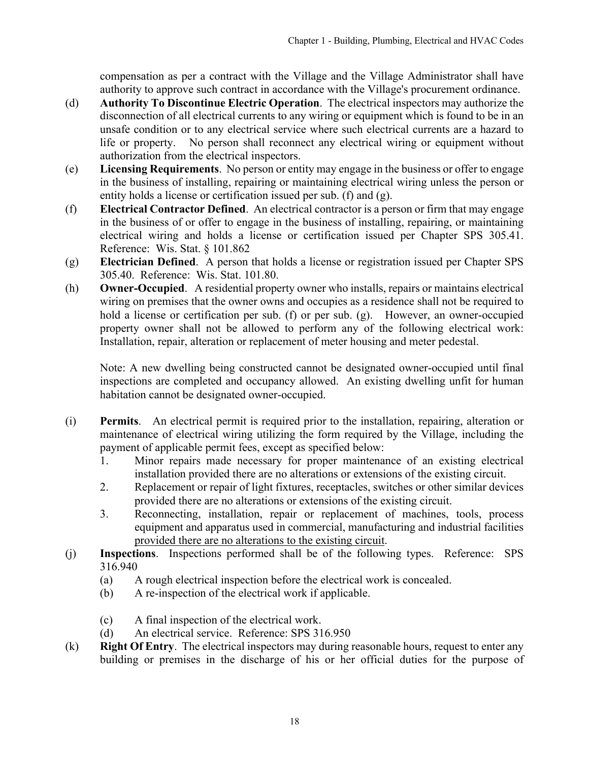compensation as per a contract with the Village and the Village Administrator shall have authority to approve such contract in accordance with the Village's procurement ordinance.

(d) **Authority To Discontinue Electric Operation**. The electrical inspectors may authorize the disconnection of all electrical currents to any wiring or equipment which is found to be in an unsafe condition or to any electrical service where such electrical currents are a hazard to life or property. No person shall reconnect any electrical wiring or equipment without authorization from the electrical inspectors.

(e) **Licensing Requirements**. No person or entity may engage in the business or offer to engage in the business of installing, repairing or maintaining electrical wiring unless the person or entity holds a license or certification issued per sub. (f) and (g).

(f) **Electrical Contractor Defined**. An electrical contractor is a person or firm that may engage in the business of or offer to engage in the business of installing, repairing, or maintaining electrical wiring and holds a license or certification issued per Chapter SPS 305.41. Reference: Wis. Stat. § 101.862

(g) **Electrician Defined**. A person that holds a license or registration issued per Chapter SPS 305.40. Reference: Wis. Stat. 101.80.

(h) **Owner-Occupied**. A residential property owner who installs, repairs or maintains electrical wiring on premises that the owner owns and occupies as a residence shall not be required to hold a license or certification per sub. (f) or per sub. (g). However, an owner-occupied property owner shall not be allowed to perform any of the following electrical work: Installation, repair, alteration or replacement of meter housing and meter pedestal.

Note: A new dwelling being constructed cannot be designated owner-occupied until final inspections are completed and occupancy allowed. An existing dwelling unfit for human habitation cannot be designated owner-occupied.

(i) **Permits**. An electrical permit is required prior to the installation, repairing, alteration or maintenance of electrical wiring utilizing the form required by the Village, including the payment of applicable permit fees, except as specified below:

1. Minor repairs made necessary for proper maintenance of an existing electrical installation provided there are no alterations or extensions of the existing circuit.
2. Replacement or repair of light fixtures, receptacles, switches or other similar devices provided there are no alterations or extensions of the existing circuit.
3. Reconnecting, installation, repair or replacement of machines, tools, process equipment and apparatus used in commercial, manufacturing and industrial facilities <u>provided there are no alterations to the existing circuit</u>.

(j) **Inspections**. Inspections performed shall be of the following types. Reference: SPS 316.940

(a) A rough electrical inspection before the electrical work is concealed.
(b) A re-inspection of the electrical work if applicable.
(c) A final inspection of the electrical work.
(d) An electrical service. Reference: SPS 316.950

(k) **Right Of Entry**. The electrical inspectors may during reasonable hours, request to enter any building or premises in the discharge of his or her official duties for the purpose of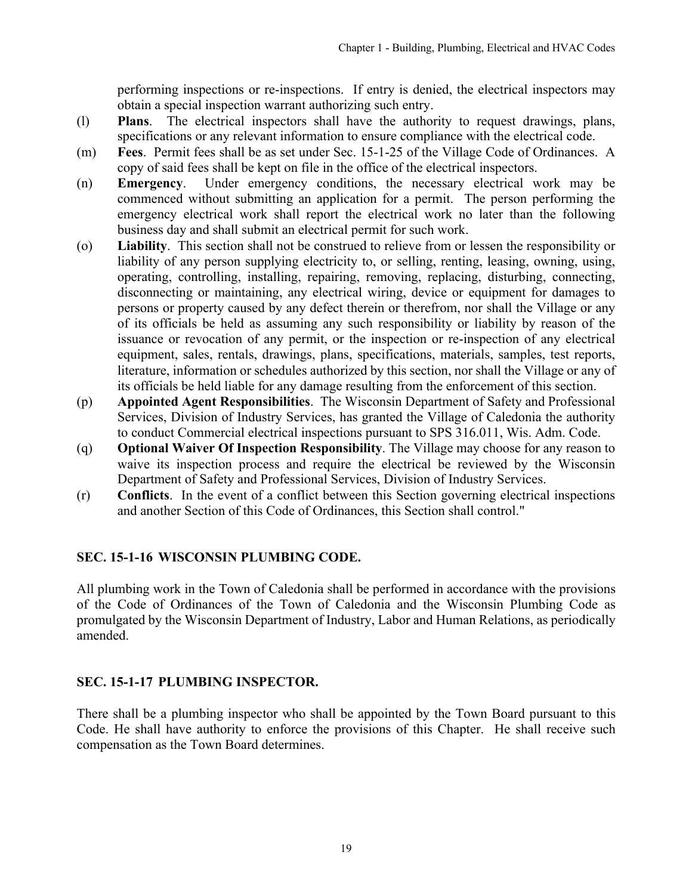performing inspections or re-inspections. If entry is denied, the electrical inspectors may obtain a special inspection warrant authorizing such entry.

(l) **Plans**. The electrical inspectors shall have the authority to request drawings, plans, specifications or any relevant information to ensure compliance with the electrical code.

(m) **Fees**. Permit fees shall be as set under Sec. 15-1-25 of the Village Code of Ordinances. A copy of said fees shall be kept on file in the office of the electrical inspectors.

(n) **Emergency**. Under emergency conditions, the necessary electrical work may be commenced without submitting an application for a permit. The person performing the emergency electrical work shall report the electrical work no later than the following business day and shall submit an electrical permit for such work.

(o) **Liability**. This section shall not be construed to relieve from or lessen the responsibility or liability of any person supplying electricity to, or selling, renting, leasing, owning, using, operating, controlling, installing, repairing, removing, replacing, disturbing, connecting, disconnecting or maintaining, any electrical wiring, device or equipment for damages to persons or property caused by any defect therein or therefrom, nor shall the Village or any of its officials be held as assuming any such responsibility or liability by reason of the issuance or revocation of any permit, or the inspection or re-inspection of any electrical equipment, sales, rentals, drawings, plans, specifications, materials, samples, test reports, literature, information or schedules authorized by this section, nor shall the Village or any of its officials be held liable for any damage resulting from the enforcement of this section.

(p) **Appointed Agent Responsibilities**. The Wisconsin Department of Safety and Professional Services, Division of Industry Services, has granted the Village of Caledonia the authority to conduct Commercial electrical inspections pursuant to SPS 316.011, Wis. Adm. Code.

(q) **Optional Waiver Of Inspection Responsibility**. The Village may choose for any reason to waive its inspection process and require the electrical be reviewed by the Wisconsin Department of Safety and Professional Services, Division of Industry Services.

(r) **Conflicts**. In the event of a conflict between this Section governing electrical inspections and another Section of this Code of Ordinances, this Section shall control."

## SEC. 15-1-16 WISCONSIN PLUMBING CODE.

All plumbing work in the Town of Caledonia shall be performed in accordance with the provisions of the Code of Ordinances of the Town of Caledonia and the Wisconsin Plumbing Code as promulgated by the Wisconsin Department of Industry, Labor and Human Relations, as periodically amended.

## SEC. 15-1-17 PLUMBING INSPECTOR.

There shall be a plumbing inspector who shall be appointed by the Town Board pursuant to this Code. He shall have authority to enforce the provisions of this Chapter. He shall receive such compensation as the Town Board determines.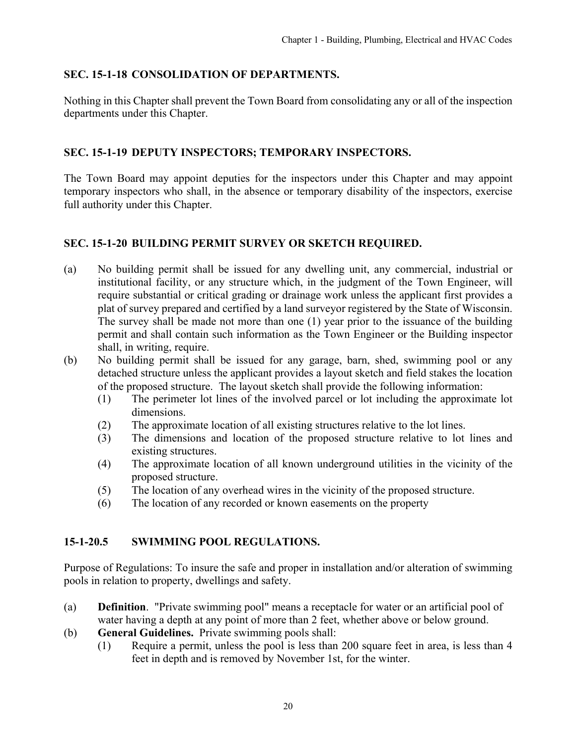## SEC. 15-1-18 CONSOLIDATION OF DEPARTMENTS.

Nothing in this Chapter shall prevent the Town Board from consolidating any or all of the inspection departments under this Chapter.

## SEC. 15-1-19 DEPUTY INSPECTORS; TEMPORARY INSPECTORS.

The Town Board may appoint deputies for the inspectors under this Chapter and may appoint temporary inspectors who shall, in the absence or temporary disability of the inspectors, exercise full authority under this Chapter.

## SEC. 15-1-20 BUILDING PERMIT SURVEY OR SKETCH REQUIRED.

(a) No building permit shall be issued for any dwelling unit, any commercial, industrial or institutional facility, or any structure which, in the judgment of the Town Engineer, will require substantial or critical grading or drainage work unless the applicant first provides a plat of survey prepared and certified by a land surveyor registered by the State of Wisconsin. The survey shall be made not more than one (1) year prior to the issuance of the building permit and shall contain such information as the Town Engineer or the Building inspector shall, in writing, require.

(b) No building permit shall be issued for any garage, barn, shed, swimming pool or any detached structure unless the applicant provides a layout sketch and field stakes the location of the proposed structure. The layout sketch shall provide the following information:

- (1) The perimeter lot lines of the involved parcel or lot including the approximate lot dimensions.
- (2) The approximate location of all existing structures relative to the lot lines.
- (3) The dimensions and location of the proposed structure relative to lot lines and existing structures.
- (4) The approximate location of all known underground utilities in the vicinity of the proposed structure.
- (5) The location of any overhead wires in the vicinity of the proposed structure.
- (6) The location of any recorded or known easements on the property

## 15-1-20.5 SWIMMING POOL REGULATIONS.

Purpose of Regulations: To insure the safe and proper in installation and/or alteration of swimming pools in relation to property, dwellings and safety.

(a) **Definition**. "Private swimming pool" means a receptacle for water or an artificial pool of water having a depth at any point of more than 2 feet, whether above or below ground.

(b) **General Guidelines.** Private swimming pools shall:

- (1) Require a permit, unless the pool is less than 200 square feet in area, is less than 4 feet in depth and is removed by November 1st, for the winter.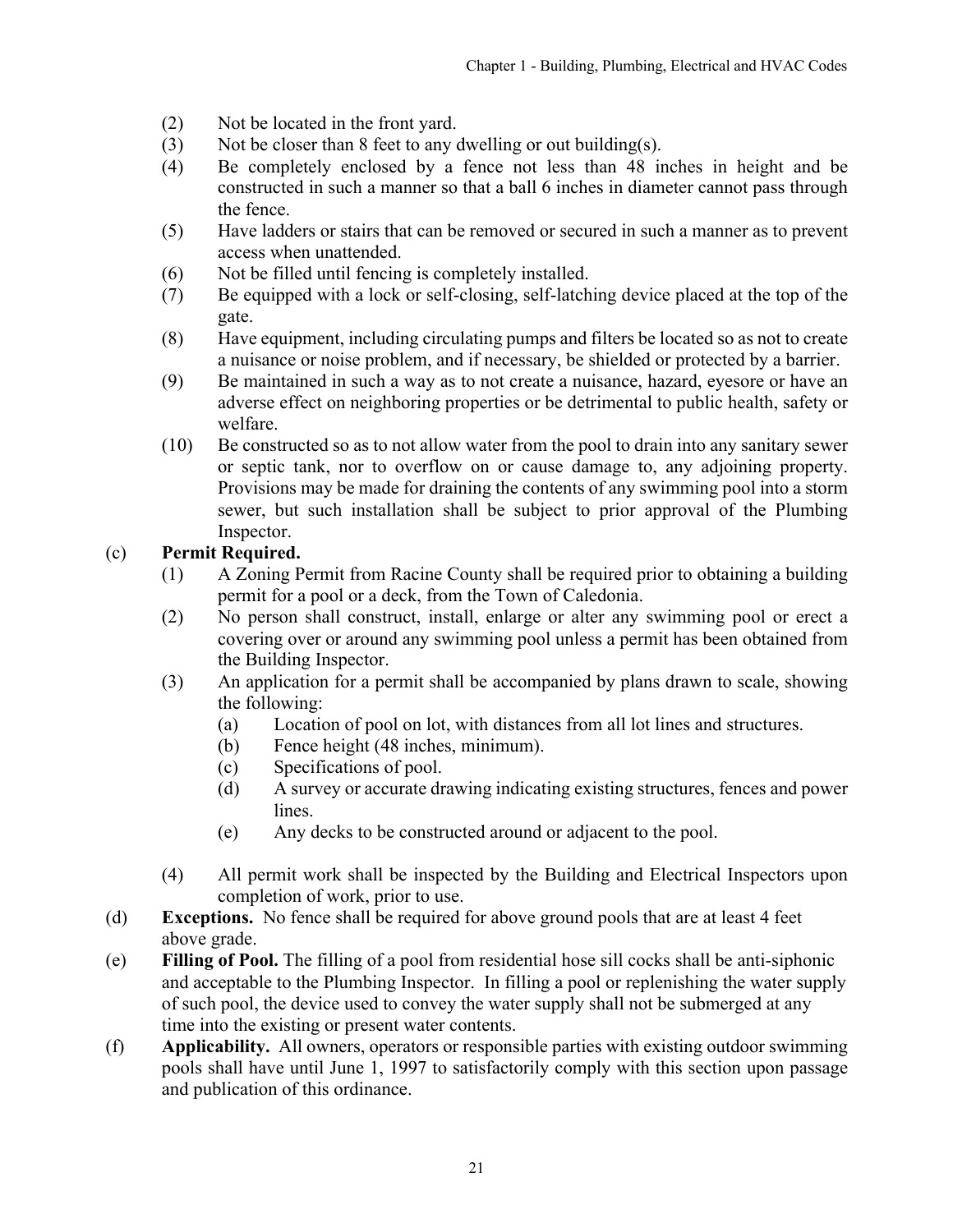(2) Not be located in the front yard.

(3) Not be closer than 8 feet to any dwelling or out building(s).

(4) Be completely enclosed by a fence not less than 48 inches in height and be constructed in such a manner so that a ball 6 inches in diameter cannot pass through the fence.

(5) Have ladders or stairs that can be removed or secured in such a manner as to prevent access when unattended.

(6) Not be filled until fencing is completely installed.

(7) Be equipped with a lock or self-closing, self-latching device placed at the top of the gate.

(8) Have equipment, including circulating pumps and filters be located so as not to create a nuisance or noise problem, and if necessary, be shielded or protected by a barrier.

(9) Be maintained in such a way as to not create a nuisance, hazard, eyesore or have an adverse effect on neighboring properties or be detrimental to public health, safety or welfare.

(10) Be constructed so as to not allow water from the pool to drain into any sanitary sewer or septic tank, nor to overflow on or cause damage to, any adjoining property. Provisions may be made for draining the contents of any swimming pool into a storm sewer, but such installation shall be subject to prior approval of the Plumbing Inspector.

(c) **Permit Required.**

(1) A Zoning Permit from Racine County shall be required prior to obtaining a building permit for a pool or a deck, from the Town of Caledonia.

(2) No person shall construct, install, enlarge or alter any swimming pool or erect a covering over or around any swimming pool unless a permit has been obtained from the Building Inspector.

(3) An application for a permit shall be accompanied by plans drawn to scale, showing the following:

(a) Location of pool on lot, with distances from all lot lines and structures.

(b) Fence height (48 inches, minimum).

(c) Specifications of pool.

(d) A survey or accurate drawing indicating existing structures, fences and power lines.

(e) Any decks to be constructed around or adjacent to the pool.

(4) All permit work shall be inspected by the Building and Electrical Inspectors upon completion of work, prior to use.

(d) **Exceptions.** No fence shall be required for above ground pools that are at least 4 feet above grade.

(e) **Filling of Pool.** The filling of a pool from residential hose sill cocks shall be anti-siphonic and acceptable to the Plumbing Inspector. In filling a pool or replenishing the water supply of such pool, the device used to convey the water supply shall not be submerged at any time into the existing or present water contents.

(f) **Applicability.** All owners, operators or responsible parties with existing outdoor swimming pools shall have until June 1, 1997 to satisfactorily comply with this section upon passage and publication of this ordinance.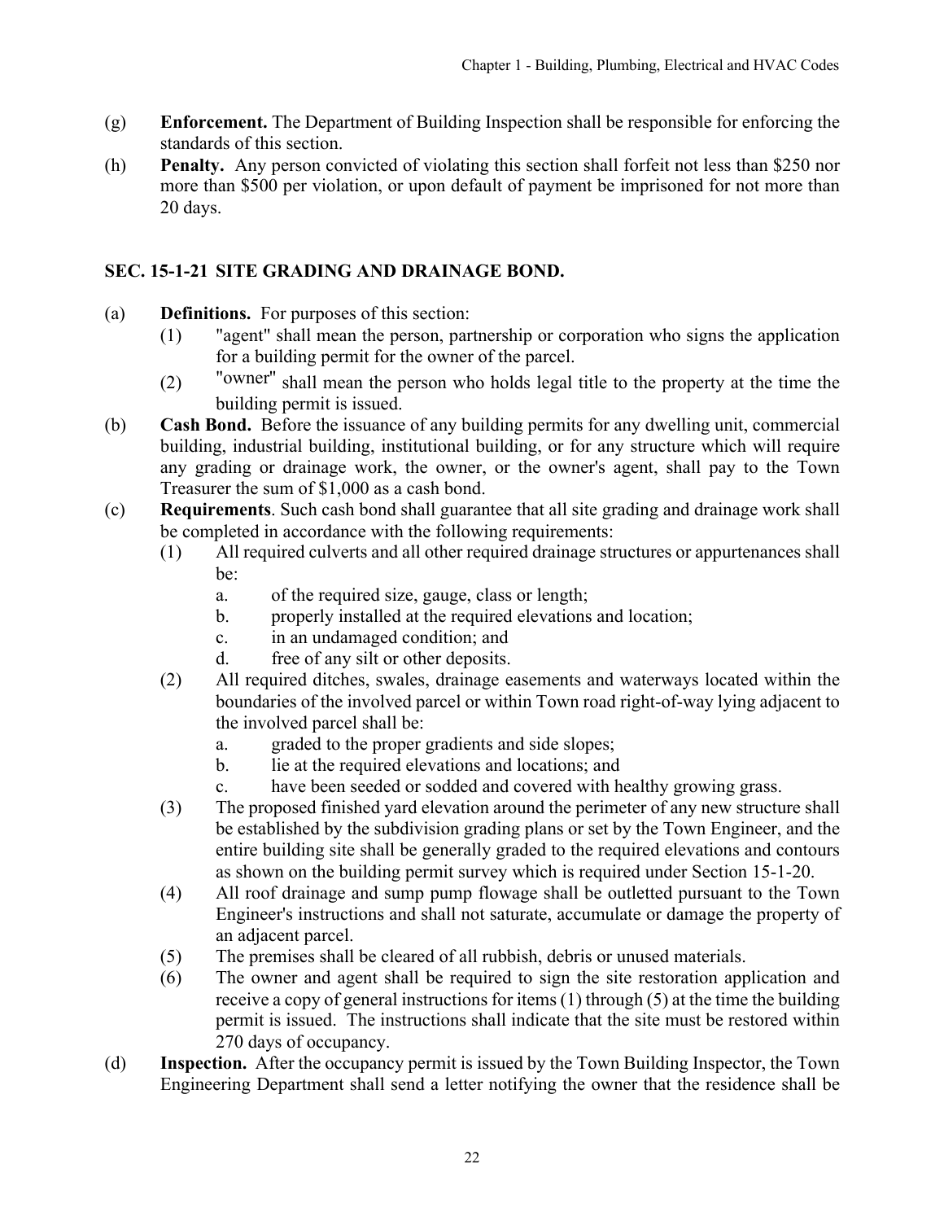(g) **Enforcement.** The Department of Building Inspection shall be responsible for enforcing the standards of this section.

(h) **Penalty.** Any person convicted of violating this section shall forfeit not less than $250 nor more than $500 per violation, or upon default of payment be imprisoned for not more than 20 days.

## SEC. 15-1-21 SITE GRADING AND DRAINAGE BOND.

(a) **Definitions.** For purposes of this section:

  (1) "agent" shall mean the person, partnership or corporation who signs the application for a building permit for the owner of the parcel.

  (2) "owner" shall mean the person who holds legal title to the property at the time the building permit is issued.

(b) **Cash Bond.** Before the issuance of any building permits for any dwelling unit, commercial building, industrial building, institutional building, or for any structure which will require any grading or drainage work, the owner, or the owner's agent, shall pay to the Town Treasurer the sum of $1,000 as a cash bond.

(c) **Requirements**. Such cash bond shall guarantee that all site grading and drainage work shall be completed in accordance with the following requirements:

  (1) All required culverts and all other required drainage structures or appurtenances shall be:

    a. of the required size, gauge, class or length;

    b. properly installed at the required elevations and location;

    c. in an undamaged condition; and

    d. free of any silt or other deposits.

  (2) All required ditches, swales, drainage easements and waterways located within the boundaries of the involved parcel or within Town road right-of-way lying adjacent to the involved parcel shall be:

    a. graded to the proper gradients and side slopes;

    b. lie at the required elevations and locations; and

    c. have been seeded or sodded and covered with healthy growing grass.

  (3) The proposed finished yard elevation around the perimeter of any new structure shall be established by the subdivision grading plans or set by the Town Engineer, and the entire building site shall be generally graded to the required elevations and contours as shown on the building permit survey which is required under Section 15-1-20.

  (4) All roof drainage and sump pump flowage shall be outletted pursuant to the Town Engineer's instructions and shall not saturate, accumulate or damage the property of an adjacent parcel.

  (5) The premises shall be cleared of all rubbish, debris or unused materials.

  (6) The owner and agent shall be required to sign the site restoration application and receive a copy of general instructions for items (1) through (5) at the time the building permit is issued. The instructions shall indicate that the site must be restored within 270 days of occupancy.

(d) **Inspection.** After the occupancy permit is issued by the Town Building Inspector, the Town Engineering Department shall send a letter notifying the owner that the residence shall be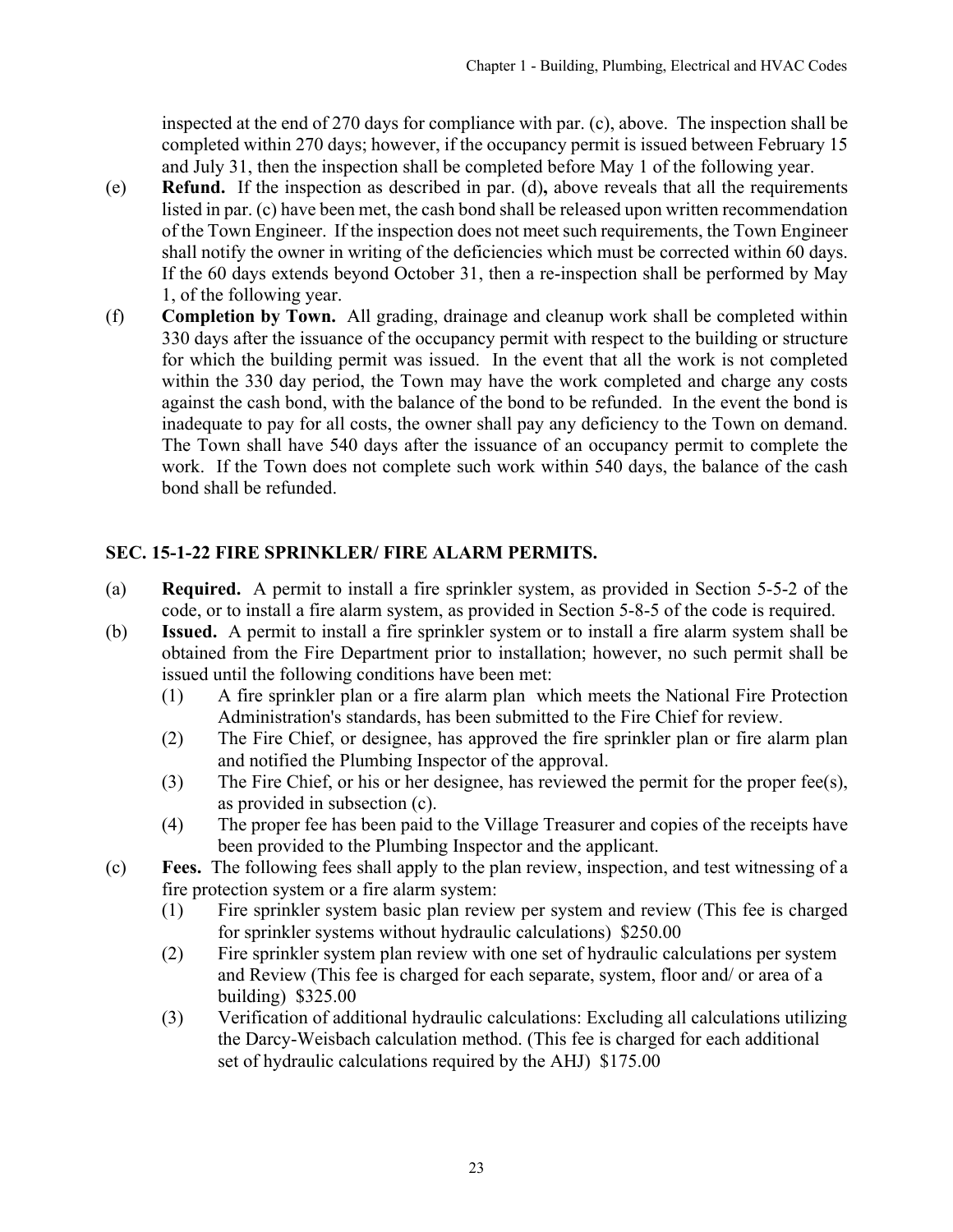inspected at the end of 270 days for compliance with par. (c), above. The inspection shall be completed within 270 days; however, if the occupancy permit is issued between February 15 and July 31, then the inspection shall be completed before May 1 of the following year.

(e) **Refund.** If the inspection as described in par. (d)**,** above reveals that all the requirements listed in par. (c) have been met, the cash bond shall be released upon written recommendation of the Town Engineer. If the inspection does not meet such requirements, the Town Engineer shall notify the owner in writing of the deficiencies which must be corrected within 60 days. If the 60 days extends beyond October 31, then a re-inspection shall be performed by May 1, of the following year.

(f) **Completion by Town.** All grading, drainage and cleanup work shall be completed within 330 days after the issuance of the occupancy permit with respect to the building or structure for which the building permit was issued. In the event that all the work is not completed within the 330 day period, the Town may have the work completed and charge any costs against the cash bond, with the balance of the bond to be refunded. In the event the bond is inadequate to pay for all costs, the owner shall pay any deficiency to the Town on demand. The Town shall have 540 days after the issuance of an occupancy permit to complete the work. If the Town does not complete such work within 540 days, the balance of the cash bond shall be refunded.

## SEC. 15-1-22 FIRE SPRINKLER/ FIRE ALARM PERMITS.

(a) **Required.** A permit to install a fire sprinkler system, as provided in Section 5-5-2 of the code, or to install a fire alarm system, as provided in Section 5-8-5 of the code is required.

(b) **Issued.** A permit to install a fire sprinkler system or to install a fire alarm system shall be obtained from the Fire Department prior to installation; however, no such permit shall be issued until the following conditions have been met:

- (1) A fire sprinkler plan or a fire alarm plan which meets the National Fire Protection Administration's standards, has been submitted to the Fire Chief for review.
- (2) The Fire Chief, or designee, has approved the fire sprinkler plan or fire alarm plan and notified the Plumbing Inspector of the approval.
- (3) The Fire Chief, or his or her designee, has reviewed the permit for the proper fee(s), as provided in subsection (c).
- (4) The proper fee has been paid to the Village Treasurer and copies of the receipts have been provided to the Plumbing Inspector and the applicant.

(c) **Fees.** The following fees shall apply to the plan review, inspection, and test witnessing of a fire protection system or a fire alarm system:

- (1) Fire sprinkler system basic plan review per system and review (This fee is charged for sprinkler systems without hydraulic calculations) $250.00
- (2) Fire sprinkler system plan review with one set of hydraulic calculations per system and Review (This fee is charged for each separate, system, floor and/ or area of a building) $325.00
- (3) Verification of additional hydraulic calculations: Excluding all calculations utilizing the Darcy-Weisbach calculation method. (This fee is charged for each additional set of hydraulic calculations required by the AHJ) $175.00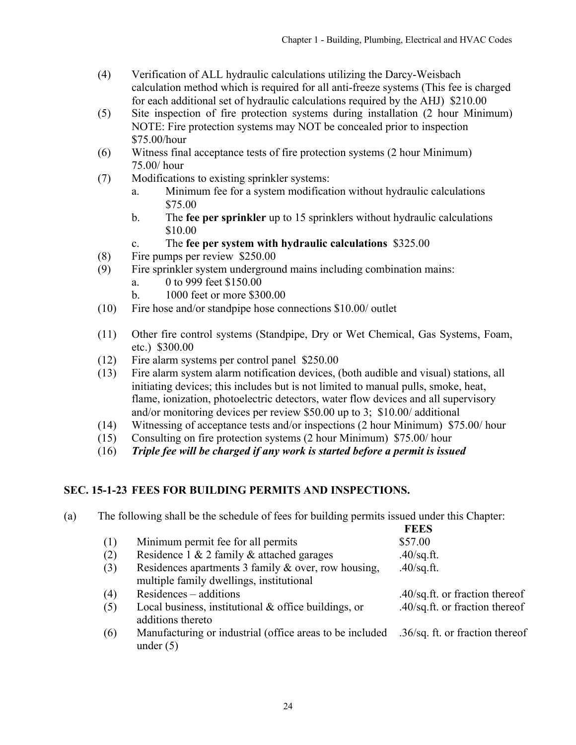(4) Verification of ALL hydraulic calculations utilizing the Darcy-Weisbach calculation method which is required for all anti-freeze systems (This fee is charged for each additional set of hydraulic calculations required by the AHJ) $210.00

(5) Site inspection of fire protection systems during installation (2 hour Minimum) NOTE: Fire protection systems may NOT be concealed prior to inspection $75.00/hour

(6) Witness final acceptance tests of fire protection systems (2 hour Minimum) 75.00/ hour

(7) Modifications to existing sprinkler systems:
   - a. Minimum fee for a system modification without hydraulic calculations $75.00
   - b. The **fee per sprinkler** up to 15 sprinklers without hydraulic calculations $10.00
   - c. The **fee per system with hydraulic calculations** $325.00

(8) Fire pumps per review $250.00

(9) Fire sprinkler system underground mains including combination mains:
   - a. 0 to 999 feet $150.00
   - b. 1000 feet or more $300.00

(10) Fire hose and/or standpipe hose connections $10.00/ outlet

(11) Other fire control systems (Standpipe, Dry or Wet Chemical, Gas Systems, Foam, etc.) $300.00

(12) Fire alarm systems per control panel $250.00

(13) Fire alarm system alarm notification devices, (both audible and visual) stations, all initiating devices; this includes but is not limited to manual pulls, smoke, heat, flame, ionization, photoelectric detectors, water flow devices and all supervisory and/or monitoring devices per review $50.00 up to 3; $10.00/ additional

(14) Witnessing of acceptance tests and/or inspections (2 hour Minimum) $75.00/ hour

(15) Consulting on fire protection systems (2 hour Minimum) $75.00/ hour

(16) ***Triple fee will be charged if any work is started before a permit is issued***

## SEC. 15-1-23 FEES FOR BUILDING PERMITS AND INSPECTIONS.

(a) The following shall be the schedule of fees for building permits issued under this Chapter:

| | | **FEES** |
|---|---|---|
| (1) | Minimum permit fee for all permits | $57.00 |
| (2) | Residence 1 & 2 family & attached garages | .40/sq.ft. |
| (3) | Residences apartments 3 family & over, row housing, multiple family dwellings, institutional | .40/sq.ft. |
| (4) | Residences – additions | .40/sq.ft. or fraction thereof |
| (5) | Local business, institutional & office buildings, or additions thereto | .40/sq.ft. or fraction thereof |
| (6) | Manufacturing or industrial (office areas to be included under (5) | .36/sq. ft. or fraction thereof |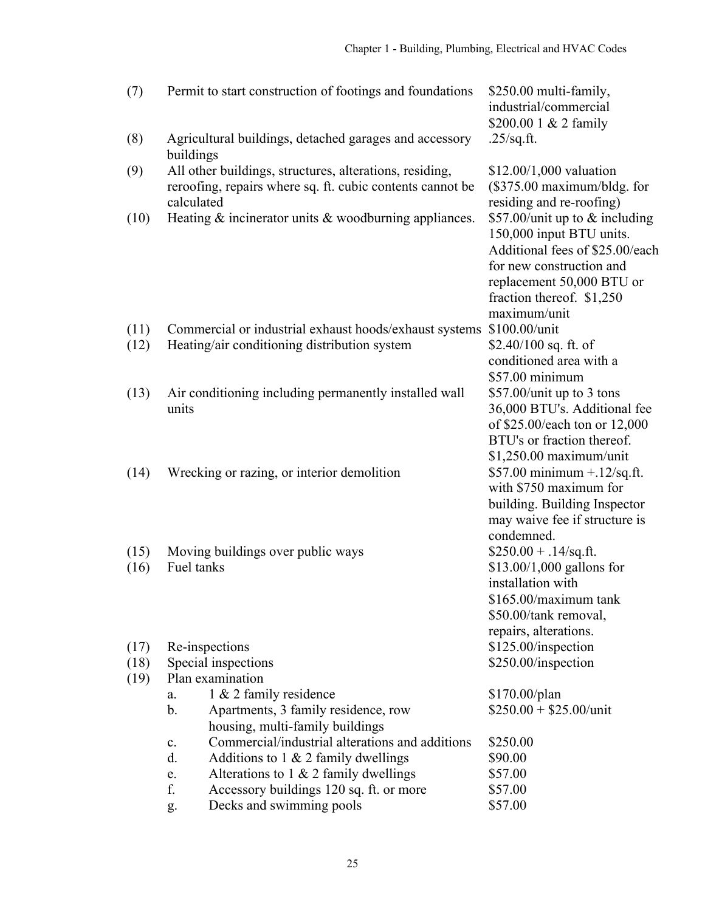| | | |
|---|---|---|
| (7) | Permit to start construction of footings and foundations | \$250.00 multi-family, industrial/commercial \$200.00 1 & 2 family |
| (8) | Agricultural buildings, detached garages and accessory buildings | .25/sq.ft. |
| (9) | All other buildings, structures, alterations, residing, reroofing, repairs where sq. ft. cubic contents cannot be calculated | \$12.00/1,000 valuation (\$375.00 maximum/bldg. for residing and re-roofing) |
| (10) | Heating & incinerator units & woodburning appliances. | \$57.00/unit up to & including 150,000 input BTU units. Additional fees of \$25.00/each for new construction and replacement 50,000 BTU or fraction thereof. \$1,250 maximum/unit |
| (11) | Commercial or industrial exhaust hoods/exhaust systems | \$100.00/unit |
| (12) | Heating/air conditioning distribution system | \$2.40/100 sq. ft. of conditioned area with a \$57.00 minimum |
| (13) | Air conditioning including permanently installed wall units | \$57.00/unit up to 3 tons 36,000 BTU's. Additional fee of \$25.00/each ton or 12,000 BTU's or fraction thereof. \$1,250.00 maximum/unit |
| (14) | Wrecking or razing, or interior demolition | \$57.00 minimum +.12/sq.ft. with \$750 maximum for building. Building Inspector may waive fee if structure is condemned. |
| (15) | Moving buildings over public ways | \$250.00 + .14/sq.ft. |
| (16) | Fuel tanks | \$13.00/1,000 gallons for installation with \$165.00/maximum tank \$50.00/tank removal, repairs, alterations. |
| (17) | Re-inspections | \$125.00/inspection |
| (18) | Special inspections | \$250.00/inspection |
| (19) | Plan examination | |
| | a. 1 & 2 family residence | \$170.00/plan |
| | b. Apartments, 3 family residence, row housing, multi-family buildings | \$250.00 + \$25.00/unit |
| | c. Commercial/industrial alterations and additions | \$250.00 |
| | d. Additions to 1 & 2 family dwellings | \$90.00 |
| | e. Alterations to 1 & 2 family dwellings | \$57.00 |
| | f. Accessory buildings 120 sq. ft. or more | \$57.00 |
| | g. Decks and swimming pools | \$57.00 |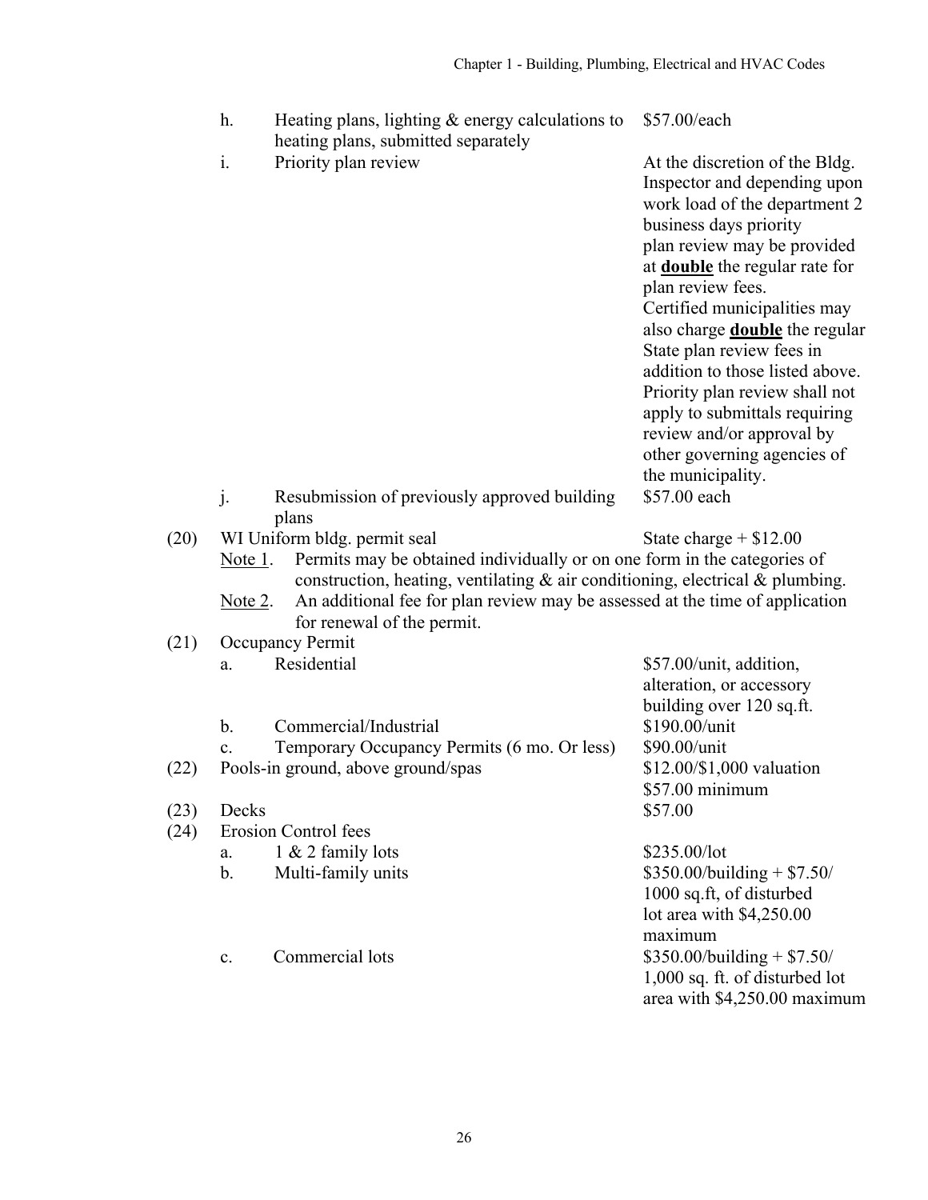| | | | |
|---|---|---|---|
| | h. | Heating plans, lighting & energy calculations to heating plans, submitted separately | $57.00/each |
| | i. | Priority plan review | At the discretion of the Bldg. Inspector and depending upon work load of the department 2 business days priority plan review may be provided at **double** the regular rate for plan review fees. Certified municipalities may also charge **double** the regular State plan review fees in addition to those listed above. Priority plan review shall not apply to submittals requiring review and/or approval by other governing agencies of the municipality. |
| | j. | Resubmission of previously approved building plans | $57.00 each |
| (20) | WI Uniform bldg. permit seal | | State charge + $12.00 |

Note 1. Permits may be obtained individually or on one form in the categories of construction, heating, ventilating & air conditioning, electrical & plumbing.

Note 2. An additional fee for plan review may be assessed at the time of application for renewal of the permit.

| | | | |
|---|---|---|---|
| (21) | Occupancy Permit | | |
| | a. | Residential | $57.00/unit, addition, alteration, or accessory building over 120 sq.ft. |
| | b. | Commercial/Industrial | $190.00/unit |
| | c. | Temporary Occupancy Permits (6 mo. Or less) | $90.00/unit |
| (22) | Pools-in ground, above ground/spas | | $12.00/$1,000 valuation $57.00 minimum |
| (23) | Decks | | $57.00 |
| (24) | Erosion Control fees | | |
| | a. | 1 & 2 family lots | $235.00/lot |
| | b. | Multi-family units | $350.00/building + $7.50/ 1000 sq.ft, of disturbed lot area with $4,250.00 maximum |
| | c. | Commercial lots | $350.00/building + $7.50/ 1,000 sq. ft. of disturbed lot area with $4,250.00 maximum |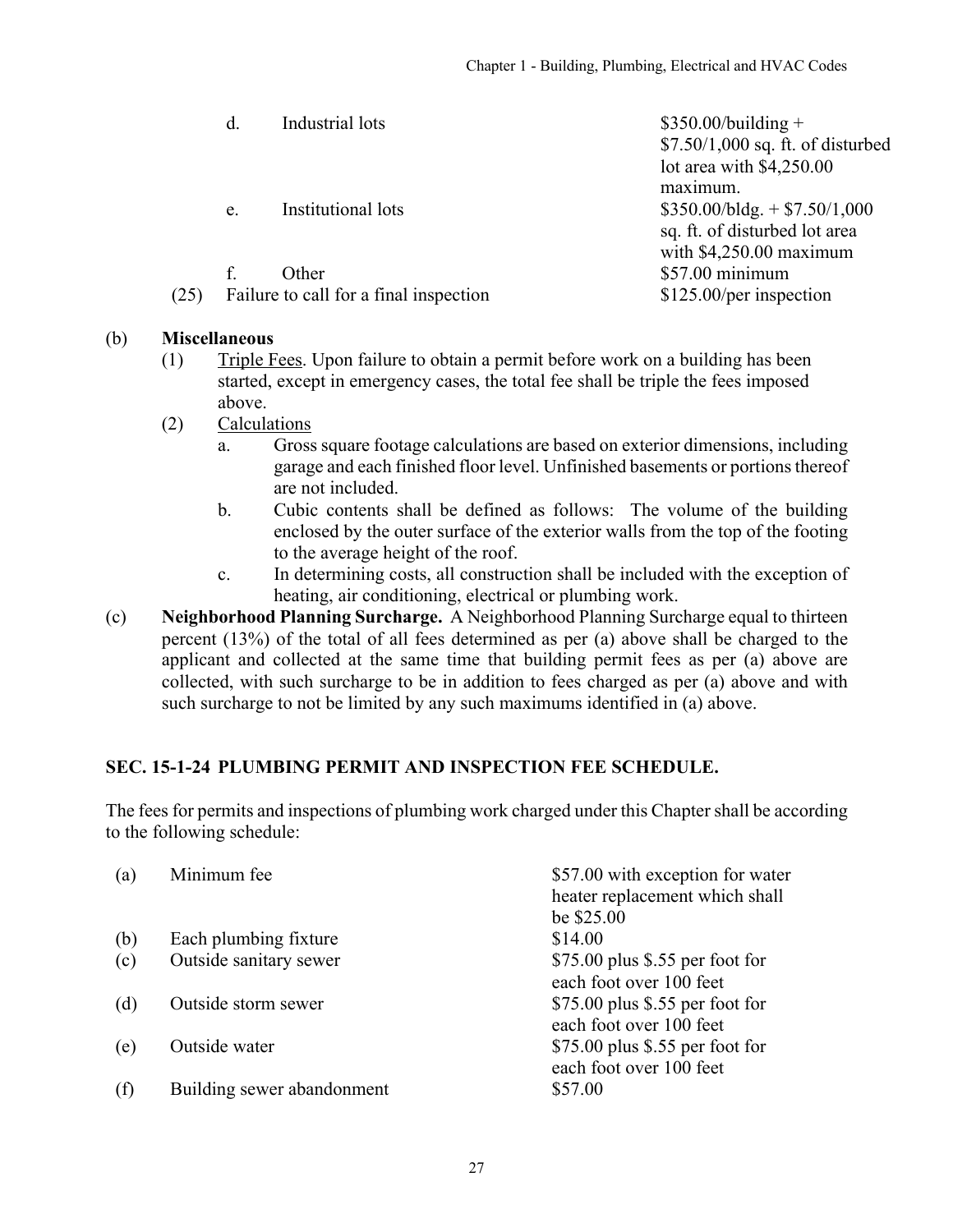| | | |
|---|---|---|
| d. | Industrial lots | \$350.00/building + \$7.50/1,000 sq. ft. of disturbed lot area with \$4,250.00 maximum. |
| e. | Institutional lots | \$350.00/bldg. + \$7.50/1,000 sq. ft. of disturbed lot area with \$4,250.00 maximum |
| f. | Other | \$57.00 minimum |
| (25) | Failure to call for a final inspection | \$125.00/per inspection |

(b) **Miscellaneous**

(1) Triple Fees. Upon failure to obtain a permit before work on a building has been started, except in emergency cases, the total fee shall be triple the fees imposed above.

(2) Calculations

a. Gross square footage calculations are based on exterior dimensions, including garage and each finished floor level. Unfinished basements or portions thereof are not included.

b. Cubic contents shall be defined as follows: The volume of the building enclosed by the outer surface of the exterior walls from the top of the footing to the average height of the roof.

c. In determining costs, all construction shall be included with the exception of heating, air conditioning, electrical or plumbing work.

(c) **Neighborhood Planning Surcharge.** A Neighborhood Planning Surcharge equal to thirteen percent (13%) of the total of all fees determined as per (a) above shall be charged to the applicant and collected at the same time that building permit fees as per (a) above are collected, with such surcharge to be in addition to fees charged as per (a) above and with such surcharge to not be limited by any such maximums identified in (a) above.

## SEC. 15-1-24 PLUMBING PERMIT AND INSPECTION FEE SCHEDULE.

The fees for permits and inspections of plumbing work charged under this Chapter shall be according to the following schedule:

| | | |
|---|---|---|
| (a) | Minimum fee | \$57.00 with exception for water heater replacement which shall be \$25.00 |
| (b) | Each plumbing fixture | \$14.00 |
| (c) | Outside sanitary sewer | \$75.00 plus \$.55 per foot for each foot over 100 feet |
| (d) | Outside storm sewer | \$75.00 plus \$.55 per foot for each foot over 100 feet |
| (e) | Outside water | \$75.00 plus \$.55 per foot for each foot over 100 feet |
| (f) | Building sewer abandonment | \$57.00 |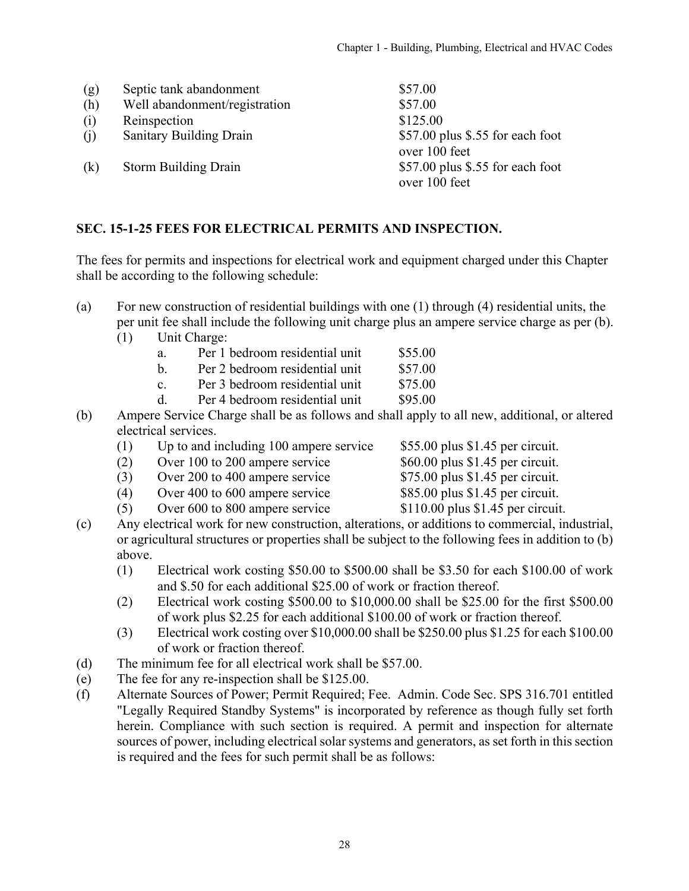| | | |
|---|---|---|
| (g) | Septic tank abandonment | $57.00 |
| (h) | Well abandonment/registration | $57.00 |
| (i) | Reinspection | $125.00 |
| (j) | Sanitary Building Drain | $57.00 plus $.55 for each foot over 100 feet |
| (k) | Storm Building Drain | $57.00 plus $.55 for each foot over 100 feet |

## SEC. 15-1-25 FEES FOR ELECTRICAL PERMITS AND INSPECTION.

The fees for permits and inspections for electrical work and equipment charged under this Chapter shall be according to the following schedule:

(a) For new construction of residential buildings with one (1) through (4) residential units, the per unit fee shall include the following unit charge plus an ampere service charge as per (b).

- (1) Unit Charge:
  - a. Per 1 bedroom residential unit $55.00
  - b. Per 2 bedroom residential unit $57.00
  - c. Per 3 bedroom residential unit $75.00
  - d. Per 4 bedroom residential unit $95.00

(b) Ampere Service Charge shall be as follows and shall apply to all new, additional, or altered electrical services.

- (1) Up to and including 100 ampere service $55.00 plus $1.45 per circuit.
- (2) Over 100 to 200 ampere service $60.00 plus $1.45 per circuit.
- (3) Over 200 to 400 ampere service $75.00 plus $1.45 per circuit.
- (4) Over 400 to 600 ampere service $85.00 plus $1.45 per circuit.
- (5) Over 600 to 800 ampere service $110.00 plus $1.45 per circuit.

(c) Any electrical work for new construction, alterations, or additions to commercial, industrial, or agricultural structures or properties shall be subject to the following fees in addition to (b) above.

- (1) Electrical work costing $50.00 to $500.00 shall be $3.50 for each $100.00 of work and $.50 for each additional $25.00 of work or fraction thereof.
- (2) Electrical work costing $500.00 to $10,000.00 shall be $25.00 for the first $500.00 of work plus $2.25 for each additional $100.00 of work or fraction thereof.
- (3) Electrical work costing over $10,000.00 shall be $250.00 plus $1.25 for each $100.00 of work or fraction thereof.

(d) The minimum fee for all electrical work shall be $57.00.

(e) The fee for any re-inspection shall be $125.00.

(f) Alternate Sources of Power; Permit Required; Fee. Admin. Code Sec. SPS 316.701 entitled "Legally Required Standby Systems" is incorporated by reference as though fully set forth herein. Compliance with such section is required. A permit and inspection for alternate sources of power, including electrical solar systems and generators, as set forth in this section is required and the fees for such permit shall be as follows: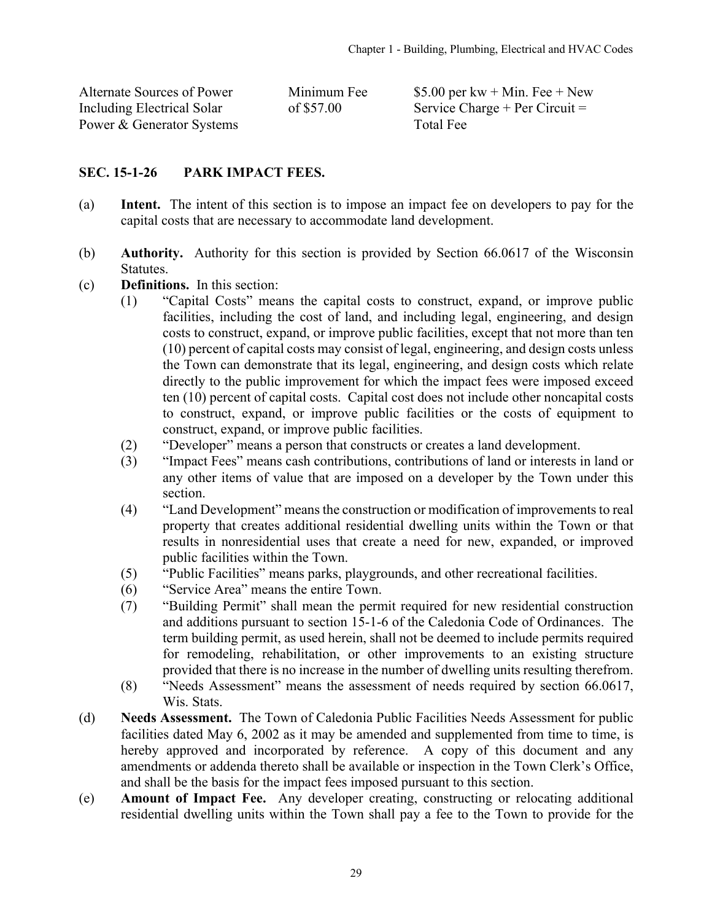| | | |
|---|---|---|
| Alternate Sources of Power Including Electrical Solar Power & Generator Systems | Minimum Fee of $57.00 | $5.00 per kw + Min. Fee + New Service Charge + Per Circuit = Total Fee |

## SEC. 15-1-26 PARK IMPACT FEES.

(a) **Intent.** The intent of this section is to impose an impact fee on developers to pay for the capital costs that are necessary to accommodate land development.

(b) **Authority.** Authority for this section is provided by Section 66.0617 of the Wisconsin Statutes.

(c) **Definitions.** In this section:

(1) "Capital Costs" means the capital costs to construct, expand, or improve public facilities, including the cost of land, and including legal, engineering, and design costs to construct, expand, or improve public facilities, except that not more than ten (10) percent of capital costs may consist of legal, engineering, and design costs unless the Town can demonstrate that its legal, engineering, and design costs which relate directly to the public improvement for which the impact fees were imposed exceed ten (10) percent of capital costs. Capital cost does not include other noncapital costs to construct, expand, or improve public facilities or the costs of equipment to construct, expand, or improve public facilities.

(2) "Developer" means a person that constructs or creates a land development.

(3) "Impact Fees" means cash contributions, contributions of land or interests in land or any other items of value that are imposed on a developer by the Town under this section.

(4) "Land Development" means the construction or modification of improvements to real property that creates additional residential dwelling units within the Town or that results in nonresidential uses that create a need for new, expanded, or improved public facilities within the Town.

(5) "Public Facilities" means parks, playgrounds, and other recreational facilities.

(6) "Service Area" means the entire Town.

(7) "Building Permit" shall mean the permit required for new residential construction and additions pursuant to section 15-1-6 of the Caledonia Code of Ordinances. The term building permit, as used herein, shall not be deemed to include permits required for remodeling, rehabilitation, or other improvements to an existing structure provided that there is no increase in the number of dwelling units resulting therefrom.

(8) "Needs Assessment" means the assessment of needs required by section 66.0617, Wis. Stats.

(d) **Needs Assessment.** The Town of Caledonia Public Facilities Needs Assessment for public facilities dated May 6, 2002 as it may be amended and supplemented from time to time, is hereby approved and incorporated by reference. A copy of this document and any amendments or addenda thereto shall be available or inspection in the Town Clerk's Office, and shall be the basis for the impact fees imposed pursuant to this section.

(e) **Amount of Impact Fee.** Any developer creating, constructing or relocating additional residential dwelling units within the Town shall pay a fee to the Town to provide for the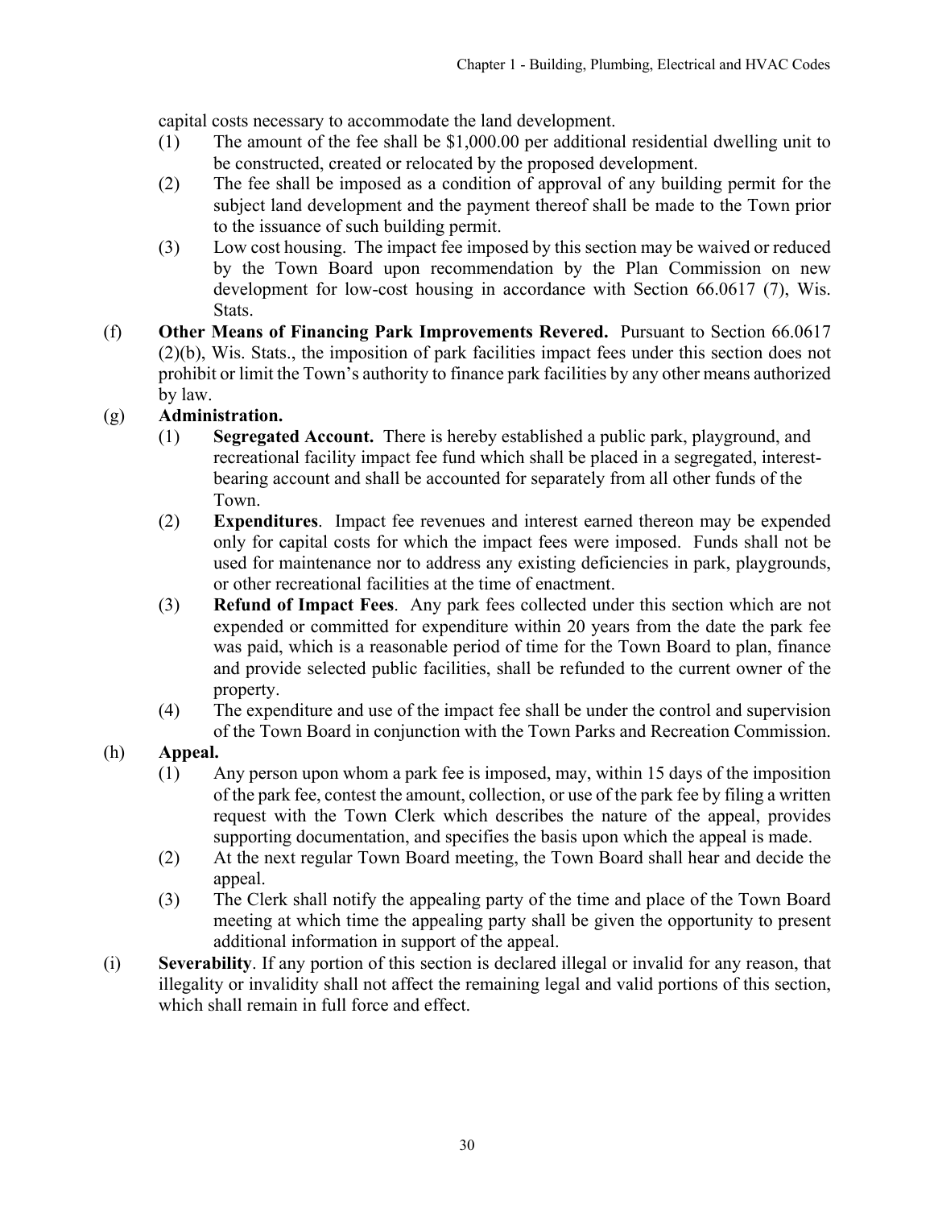capital costs necessary to accommodate the land development.

(1) The amount of the fee shall be $1,000.00 per additional residential dwelling unit to be constructed, created or relocated by the proposed development.

(2) The fee shall be imposed as a condition of approval of any building permit for the subject land development and the payment thereof shall be made to the Town prior to the issuance of such building permit.

(3) Low cost housing. The impact fee imposed by this section may be waived or reduced by the Town Board upon recommendation by the Plan Commission on new development for low-cost housing in accordance with Section 66.0617 (7), Wis. Stats.

(f) **Other Means of Financing Park Improvements Revered.** Pursuant to Section 66.0617 (2)(b), Wis. Stats., the imposition of park facilities impact fees under this section does not prohibit or limit the Town's authority to finance park facilities by any other means authorized by law.

(g) **Administration.**

(1) **Segregated Account.** There is hereby established a public park, playground, and recreational facility impact fee fund which shall be placed in a segregated, interest-bearing account and shall be accounted for separately from all other funds of the Town.

(2) **Expenditures**. Impact fee revenues and interest earned thereon may be expended only for capital costs for which the impact fees were imposed. Funds shall not be used for maintenance nor to address any existing deficiencies in park, playgrounds, or other recreational facilities at the time of enactment.

(3) **Refund of Impact Fees**. Any park fees collected under this section which are not expended or committed for expenditure within 20 years from the date the park fee was paid, which is a reasonable period of time for the Town Board to plan, finance and provide selected public facilities, shall be refunded to the current owner of the property.

(4) The expenditure and use of the impact fee shall be under the control and supervision of the Town Board in conjunction with the Town Parks and Recreation Commission.

(h) **Appeal.**

(1) Any person upon whom a park fee is imposed, may, within 15 days of the imposition of the park fee, contest the amount, collection, or use of the park fee by filing a written request with the Town Clerk which describes the nature of the appeal, provides supporting documentation, and specifies the basis upon which the appeal is made.

(2) At the next regular Town Board meeting, the Town Board shall hear and decide the appeal.

(3) The Clerk shall notify the appealing party of the time and place of the Town Board meeting at which time the appealing party shall be given the opportunity to present additional information in support of the appeal.

(i) **Severability**. If any portion of this section is declared illegal or invalid for any reason, that illegality or invalidity shall not affect the remaining legal and valid portions of this section, which shall remain in full force and effect.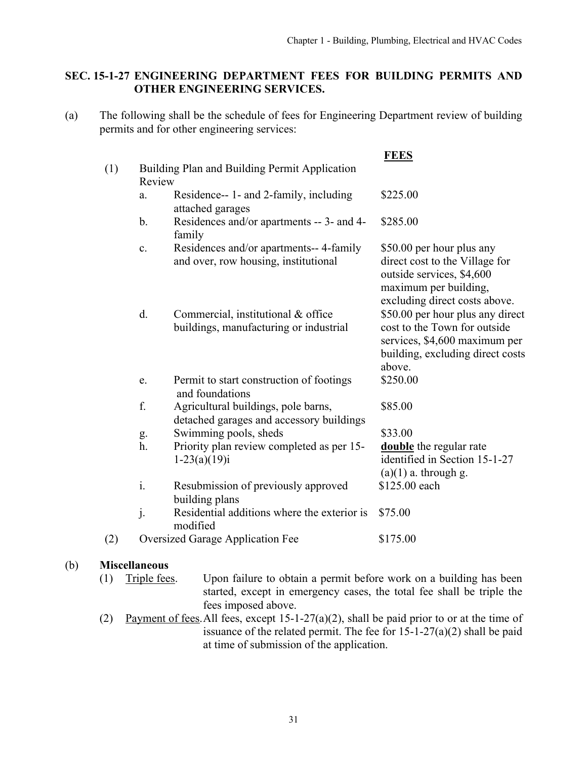## SEC. 15-1-27 ENGINEERING DEPARTMENT FEES FOR BUILDING PERMITS AND OTHER ENGINEERING SERVICES.

(a) The following shall be the schedule of fees for Engineering Department review of building permits and for other engineering services:

| | | | **FEES** |
|---|---|---|---|
| (1) | Building Plan and Building Permit Application Review | | |
| | a. | Residence-- 1- and 2-family, including attached garages | $225.00 |
| | b. | Residences and/or apartments -- 3- and 4-family | $285.00 |
| | c. | Residences and/or apartments-- 4-family and over, row housing, institutional | $50.00 per hour plus any direct cost to the Village for outside services, $4,600 maximum per building, excluding direct costs above. |
| | d. | Commercial, institutional & office buildings, manufacturing or industrial | $50.00 per hour plus any direct cost to the Town for outside services, $4,600 maximum per building, excluding direct costs above. |
| | e. | Permit to start construction of footings and foundations | $250.00 |
| | f. | Agricultural buildings, pole barns, detached garages and accessory buildings | $85.00 |
| | g. | Swimming pools, sheds | $33.00 |
| | h. | Priority plan review completed as per 15-1-23(a)(19)i | **double** the regular rate identified in Section 15-1-27 (a)(1) a. through g. |
| | i. | Resubmission of previously approved building plans | $125.00 each |
| | j. | Residential additions where the exterior is modified | $75.00 |
| (2) | Oversized Garage Application Fee | | $175.00 |

(b) **Miscellaneous**

(1) Triple fees. Upon failure to obtain a permit before work on a building has been started, except in emergency cases, the total fee shall be triple the fees imposed above.

(2) Payment of fees. All fees, except 15-1-27(a)(2), shall be paid prior to or at the time of issuance of the related permit. The fee for 15-1-27(a)(2) shall be paid at time of submission of the application.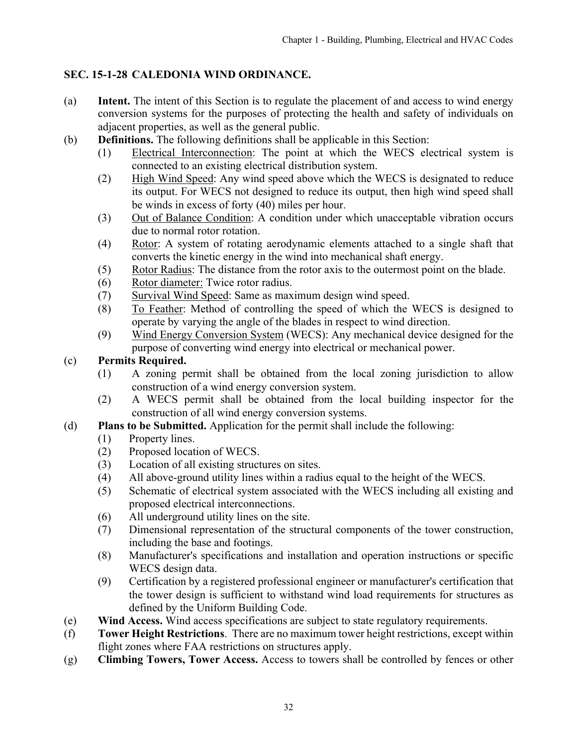## SEC. 15-1-28 CALEDONIA WIND ORDINANCE.

(a) **Intent.** The intent of this Section is to regulate the placement of and access to wind energy conversion systems for the purposes of protecting the health and safety of individuals on adjacent properties, as well as the general public.

(b) **Definitions.** The following definitions shall be applicable in this Section:

   (1) Electrical Interconnection: The point at which the WECS electrical system is connected to an existing electrical distribution system.

   (2) High Wind Speed: Any wind speed above which the WECS is designated to reduce its output. For WECS not designed to reduce its output, then high wind speed shall be winds in excess of forty (40) miles per hour.

   (3) Out of Balance Condition: A condition under which unacceptable vibration occurs due to normal rotor rotation.

   (4) Rotor: A system of rotating aerodynamic elements attached to a single shaft that converts the kinetic energy in the wind into mechanical shaft energy.

   (5) Rotor Radius: The distance from the rotor axis to the outermost point on the blade.

   (6) Rotor diameter: Twice rotor radius.

   (7) Survival Wind Speed: Same as maximum design wind speed.

   (8) To Feather: Method of controlling the speed of which the WECS is designed to operate by varying the angle of the blades in respect to wind direction.

   (9) Wind Energy Conversion System (WECS): Any mechanical device designed for the purpose of converting wind energy into electrical or mechanical power.

(c) **Permits Required.**

   (1) A zoning permit shall be obtained from the local zoning jurisdiction to allow construction of a wind energy conversion system.

   (2) A WECS permit shall be obtained from the local building inspector for the construction of all wind energy conversion systems.

(d) **Plans to be Submitted.** Application for the permit shall include the following:

   (1) Property lines.

   (2) Proposed location of WECS.

   (3) Location of all existing structures on sites.

   (4) All above-ground utility lines within a radius equal to the height of the WECS.

   (5) Schematic of electrical system associated with the WECS including all existing and proposed electrical interconnections.

   (6) All underground utility lines on the site.

   (7) Dimensional representation of the structural components of the tower construction, including the base and footings.

   (8) Manufacturer's specifications and installation and operation instructions or specific WECS design data.

   (9) Certification by a registered professional engineer or manufacturer's certification that the tower design is sufficient to withstand wind load requirements for structures as defined by the Uniform Building Code.

(e) **Wind Access.** Wind access specifications are subject to state regulatory requirements.

(f) **Tower Height Restrictions**. There are no maximum tower height restrictions, except within flight zones where FAA restrictions on structures apply.

(g) **Climbing Towers, Tower Access.** Access to towers shall be controlled by fences or other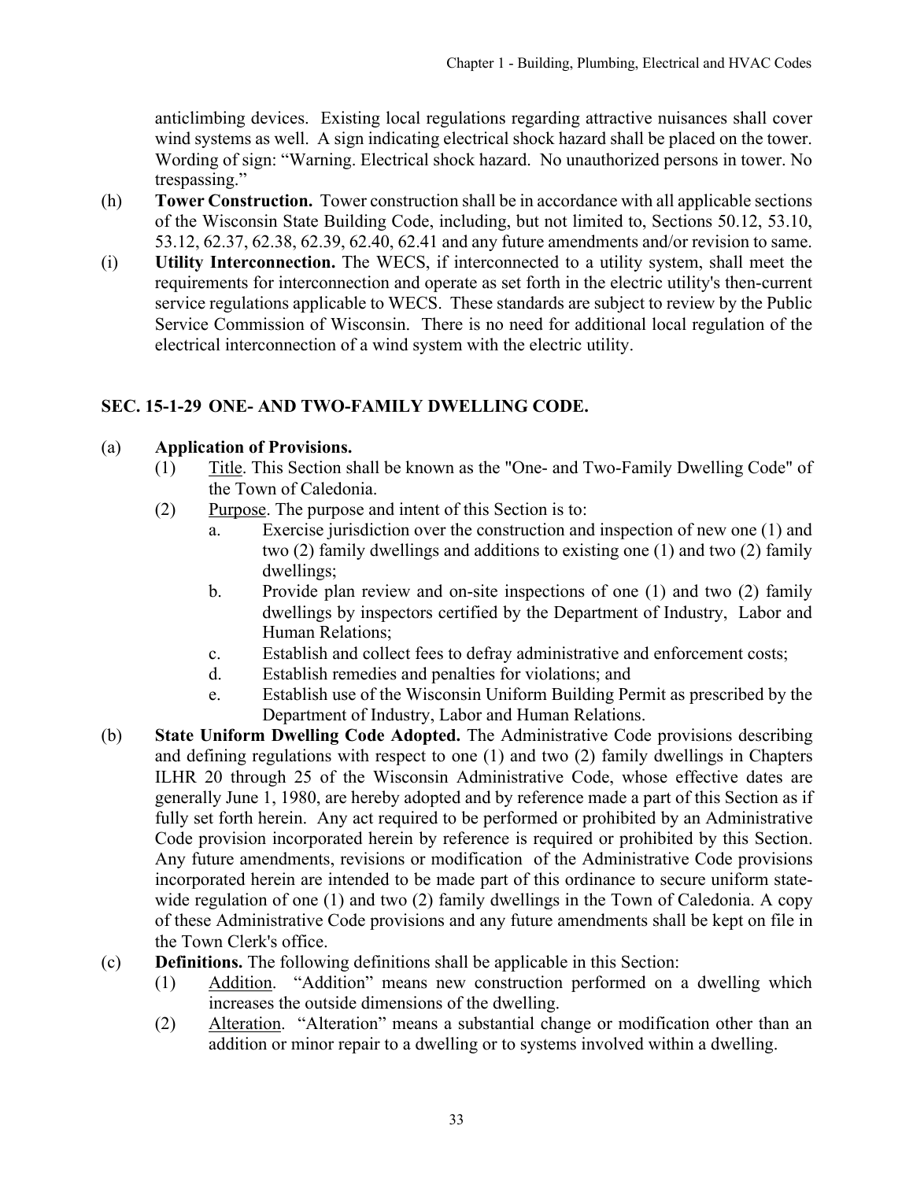anticlimbing devices. Existing local regulations regarding attractive nuisances shall cover wind systems as well. A sign indicating electrical shock hazard shall be placed on the tower. Wording of sign: "Warning. Electrical shock hazard. No unauthorized persons in tower. No trespassing."

(h) **Tower Construction.** Tower construction shall be in accordance with all applicable sections of the Wisconsin State Building Code, including, but not limited to, Sections 50.12, 53.10, 53.12, 62.37, 62.38, 62.39, 62.40, 62.41 and any future amendments and/or revision to same.

(i) **Utility Interconnection.** The WECS, if interconnected to a utility system, shall meet the requirements for interconnection and operate as set forth in the electric utility's then-current service regulations applicable to WECS. These standards are subject to review by the Public Service Commission of Wisconsin. There is no need for additional local regulation of the electrical interconnection of a wind system with the electric utility.

## SEC. 15-1-29 ONE- AND TWO-FAMILY DWELLING CODE.

(a) **Application of Provisions.**

(1) Title. This Section shall be known as the "One- and Two-Family Dwelling Code" of the Town of Caledonia.

(2) Purpose. The purpose and intent of this Section is to:

a. Exercise jurisdiction over the construction and inspection of new one (1) and two (2) family dwellings and additions to existing one (1) and two (2) family dwellings;

b. Provide plan review and on-site inspections of one (1) and two (2) family dwellings by inspectors certified by the Department of Industry, Labor and Human Relations;

c. Establish and collect fees to defray administrative and enforcement costs;

d. Establish remedies and penalties for violations; and

e. Establish use of the Wisconsin Uniform Building Permit as prescribed by the Department of Industry, Labor and Human Relations.

(b) **State Uniform Dwelling Code Adopted.** The Administrative Code provisions describing and defining regulations with respect to one (1) and two (2) family dwellings in Chapters ILHR 20 through 25 of the Wisconsin Administrative Code, whose effective dates are generally June 1, 1980, are hereby adopted and by reference made a part of this Section as if fully set forth herein. Any act required to be performed or prohibited by an Administrative Code provision incorporated herein by reference is required or prohibited by this Section. Any future amendments, revisions or modification of the Administrative Code provisions incorporated herein are intended to be made part of this ordinance to secure uniform state-wide regulation of one (1) and two (2) family dwellings in the Town of Caledonia. A copy of these Administrative Code provisions and any future amendments shall be kept on file in the Town Clerk's office.

(c) **Definitions.** The following definitions shall be applicable in this Section:

(1) Addition. "Addition" means new construction performed on a dwelling which increases the outside dimensions of the dwelling.

(2) Alteration. "Alteration" means a substantial change or modification other than an addition or minor repair to a dwelling or to systems involved within a dwelling.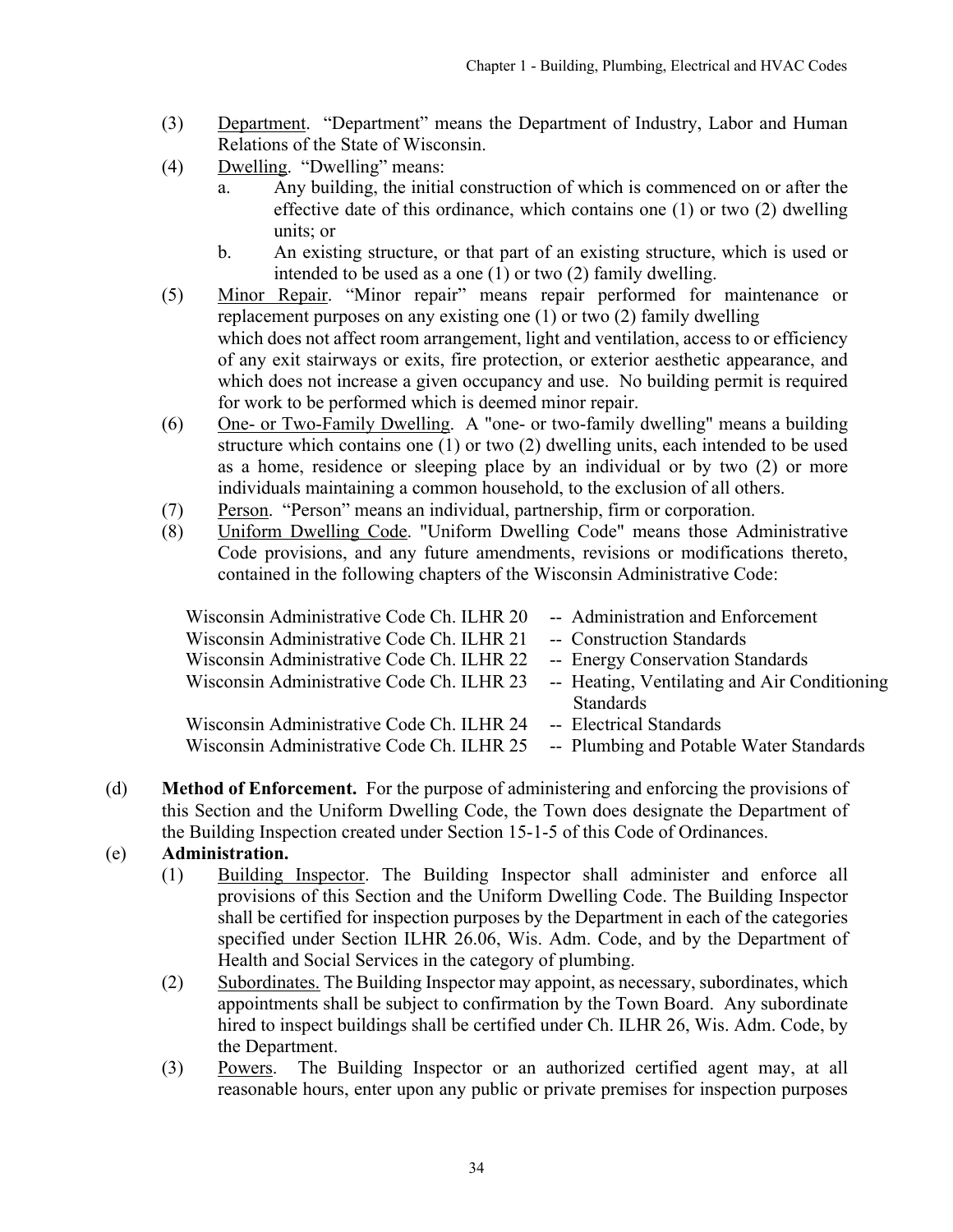(3) Department. "Department" means the Department of Industry, Labor and Human Relations of the State of Wisconsin.

(4) Dwelling. "Dwelling" means:

a. Any building, the initial construction of which is commenced on or after the effective date of this ordinance, which contains one (1) or two (2) dwelling units; or

b. An existing structure, or that part of an existing structure, which is used or intended to be used as a one (1) or two (2) family dwelling.

(5) Minor Repair. "Minor repair" means repair performed for maintenance or replacement purposes on any existing one (1) or two (2) family dwelling which does not affect room arrangement, light and ventilation, access to or efficiency of any exit stairways or exits, fire protection, or exterior aesthetic appearance, and which does not increase a given occupancy and use. No building permit is required for work to be performed which is deemed minor repair.

(6) One- or Two-Family Dwelling. A "one- or two-family dwelling" means a building structure which contains one (1) or two (2) dwelling units, each intended to be used as a home, residence or sleeping place by an individual or by two (2) or more individuals maintaining a common household, to the exclusion of all others.

(7) Person. "Person" means an individual, partnership, firm or corporation.

(8) Uniform Dwelling Code. "Uniform Dwelling Code" means those Administrative Code provisions, and any future amendments, revisions or modifications thereto, contained in the following chapters of the Wisconsin Administrative Code:

Wisconsin Administrative Code Ch. ILHR 20 -- Administration and Enforcement
Wisconsin Administrative Code Ch. ILHR 21 -- Construction Standards
Wisconsin Administrative Code Ch. ILHR 22 -- Energy Conservation Standards
Wisconsin Administrative Code Ch. ILHR 23 -- Heating, Ventilating and Air Conditioning Standards
Wisconsin Administrative Code Ch. ILHR 24 -- Electrical Standards
Wisconsin Administrative Code Ch. ILHR 25 -- Plumbing and Potable Water Standards

(d) **Method of Enforcement.** For the purpose of administering and enforcing the provisions of this Section and the Uniform Dwelling Code, the Town does designate the Department of the Building Inspection created under Section 15-1-5 of this Code of Ordinances.

(e) **Administration.**

(1) Building Inspector. The Building Inspector shall administer and enforce all provisions of this Section and the Uniform Dwelling Code. The Building Inspector shall be certified for inspection purposes by the Department in each of the categories specified under Section ILHR 26.06, Wis. Adm. Code, and by the Department of Health and Social Services in the category of plumbing.

(2) Subordinates. The Building Inspector may appoint, as necessary, subordinates, which appointments shall be subject to confirmation by the Town Board. Any subordinate hired to inspect buildings shall be certified under Ch. ILHR 26, Wis. Adm. Code, by the Department.

(3) Powers. The Building Inspector or an authorized certified agent may, at all reasonable hours, enter upon any public or private premises for inspection purposes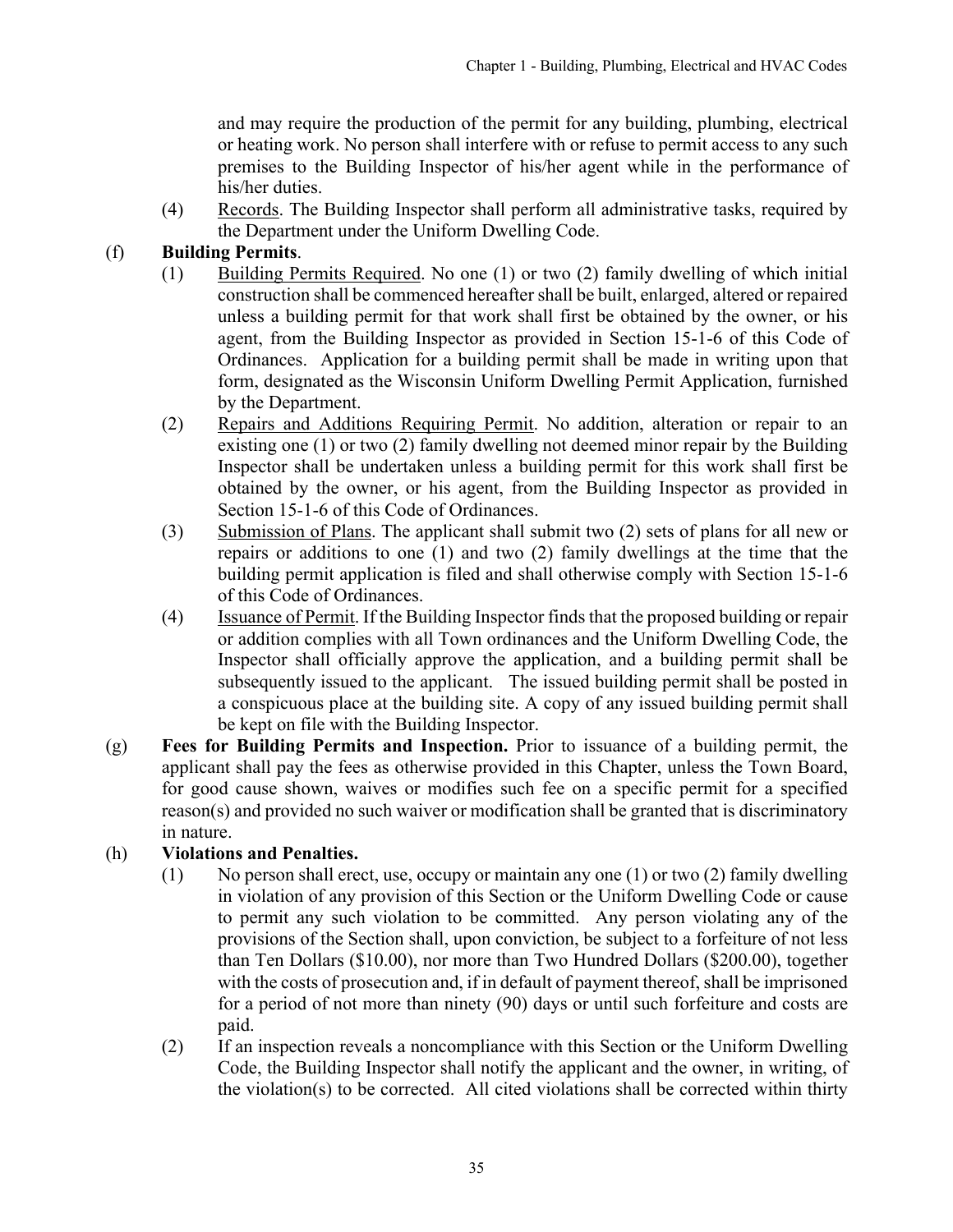and may require the production of the permit for any building, plumbing, electrical or heating work. No person shall interfere with or refuse to permit access to any such premises to the Building Inspector of his/her agent while in the performance of his/her duties.

(4) Records. The Building Inspector shall perform all administrative tasks, required by the Department under the Uniform Dwelling Code.

(f) **Building Permits**.

(1) Building Permits Required. No one (1) or two (2) family dwelling of which initial construction shall be commenced hereafter shall be built, enlarged, altered or repaired unless a building permit for that work shall first be obtained by the owner, or his agent, from the Building Inspector as provided in Section 15-1-6 of this Code of Ordinances. Application for a building permit shall be made in writing upon that form, designated as the Wisconsin Uniform Dwelling Permit Application, furnished by the Department.

(2) Repairs and Additions Requiring Permit. No addition, alteration or repair to an existing one (1) or two (2) family dwelling not deemed minor repair by the Building Inspector shall be undertaken unless a building permit for this work shall first be obtained by the owner, or his agent, from the Building Inspector as provided in Section 15-1-6 of this Code of Ordinances.

(3) Submission of Plans. The applicant shall submit two (2) sets of plans for all new or repairs or additions to one (1) and two (2) family dwellings at the time that the building permit application is filed and shall otherwise comply with Section 15-1-6 of this Code of Ordinances.

(4) Issuance of Permit. If the Building Inspector finds that the proposed building or repair or addition complies with all Town ordinances and the Uniform Dwelling Code, the Inspector shall officially approve the application, and a building permit shall be subsequently issued to the applicant. The issued building permit shall be posted in a conspicuous place at the building site. A copy of any issued building permit shall be kept on file with the Building Inspector.

(g) **Fees for Building Permits and Inspection.** Prior to issuance of a building permit, the applicant shall pay the fees as otherwise provided in this Chapter, unless the Town Board, for good cause shown, waives or modifies such fee on a specific permit for a specified reason(s) and provided no such waiver or modification shall be granted that is discriminatory in nature.

(h) **Violations and Penalties.**

(1) No person shall erect, use, occupy or maintain any one (1) or two (2) family dwelling in violation of any provision of this Section or the Uniform Dwelling Code or cause to permit any such violation to be committed. Any person violating any of the provisions of the Section shall, upon conviction, be subject to a forfeiture of not less than Ten Dollars ($10.00), nor more than Two Hundred Dollars ($200.00), together with the costs of prosecution and, if in default of payment thereof, shall be imprisoned for a period of not more than ninety (90) days or until such forfeiture and costs are paid.

(2) If an inspection reveals a noncompliance with this Section or the Uniform Dwelling Code, the Building Inspector shall notify the applicant and the owner, in writing, of the violation(s) to be corrected. All cited violations shall be corrected within thirty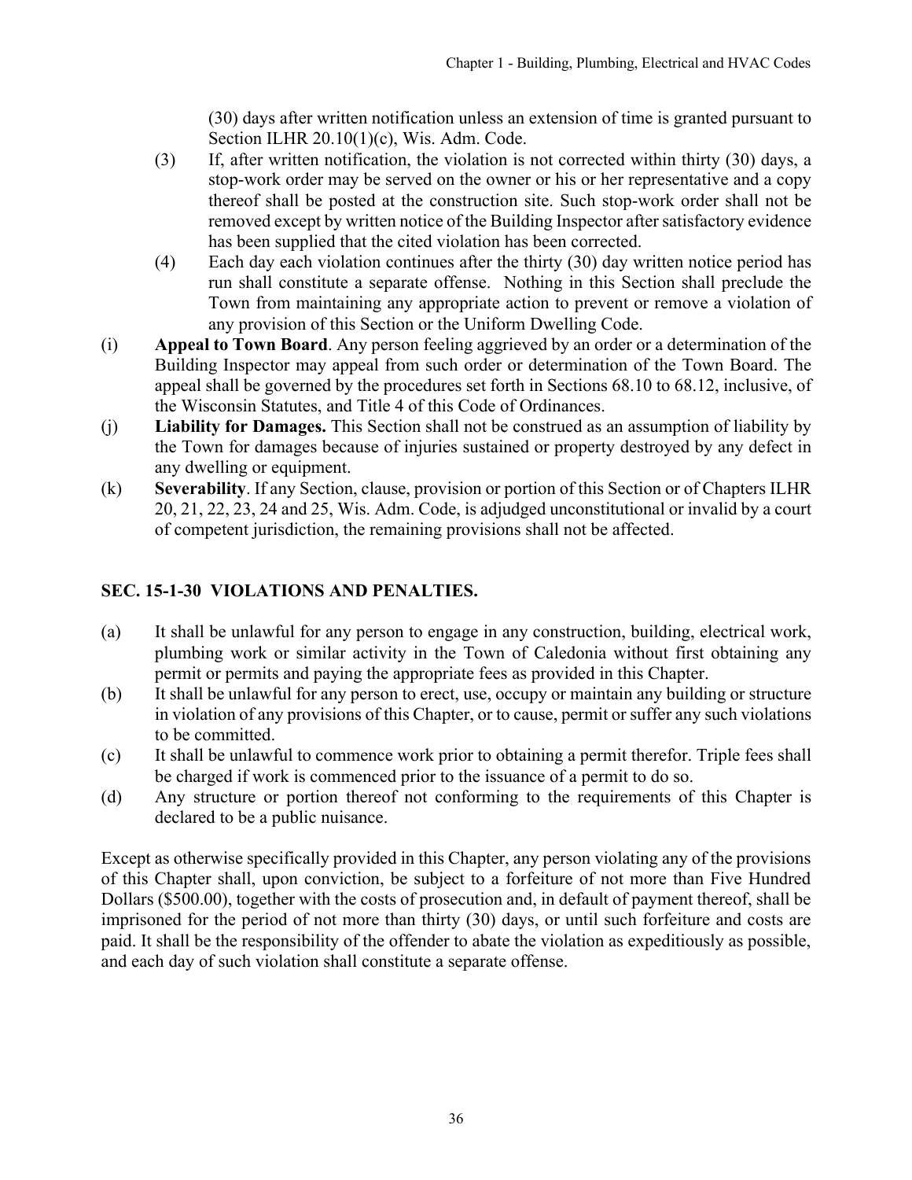(30) days after written notification unless an extension of time is granted pursuant to Section ILHR 20.10(1)(c), Wis. Adm. Code.

(3) If, after written notification, the violation is not corrected within thirty (30) days, a stop-work order may be served on the owner or his or her representative and a copy thereof shall be posted at the construction site. Such stop-work order shall not be removed except by written notice of the Building Inspector after satisfactory evidence has been supplied that the cited violation has been corrected.

(4) Each day each violation continues after the thirty (30) day written notice period has run shall constitute a separate offense. Nothing in this Section shall preclude the Town from maintaining any appropriate action to prevent or remove a violation of any provision of this Section or the Uniform Dwelling Code.

(i) **Appeal to Town Board**. Any person feeling aggrieved by an order or a determination of the Building Inspector may appeal from such order or determination of the Town Board. The appeal shall be governed by the procedures set forth in Sections 68.10 to 68.12, inclusive, of the Wisconsin Statutes, and Title 4 of this Code of Ordinances.

(j) **Liability for Damages.** This Section shall not be construed as an assumption of liability by the Town for damages because of injuries sustained or property destroyed by any defect in any dwelling or equipment.

(k) **Severability**. If any Section, clause, provision or portion of this Section or of Chapters ILHR 20, 21, 22, 23, 24 and 25, Wis. Adm. Code, is adjudged unconstitutional or invalid by a court of competent jurisdiction, the remaining provisions shall not be affected.

## SEC. 15-1-30 VIOLATIONS AND PENALTIES.

(a) It shall be unlawful for any person to engage in any construction, building, electrical work, plumbing work or similar activity in the Town of Caledonia without first obtaining any permit or permits and paying the appropriate fees as provided in this Chapter.

(b) It shall be unlawful for any person to erect, use, occupy or maintain any building or structure in violation of any provisions of this Chapter, or to cause, permit or suffer any such violations to be committed.

(c) It shall be unlawful to commence work prior to obtaining a permit therefor. Triple fees shall be charged if work is commenced prior to the issuance of a permit to do so.

(d) Any structure or portion thereof not conforming to the requirements of this Chapter is declared to be a public nuisance.

Except as otherwise specifically provided in this Chapter, any person violating any of the provisions of this Chapter shall, upon conviction, be subject to a forfeiture of not more than Five Hundred Dollars ($500.00), together with the costs of prosecution and, in default of payment thereof, shall be imprisoned for the period of not more than thirty (30) days, or until such forfeiture and costs are paid. It shall be the responsibility of the offender to abate the violation as expeditiously as possible, and each day of such violation shall constitute a separate offense.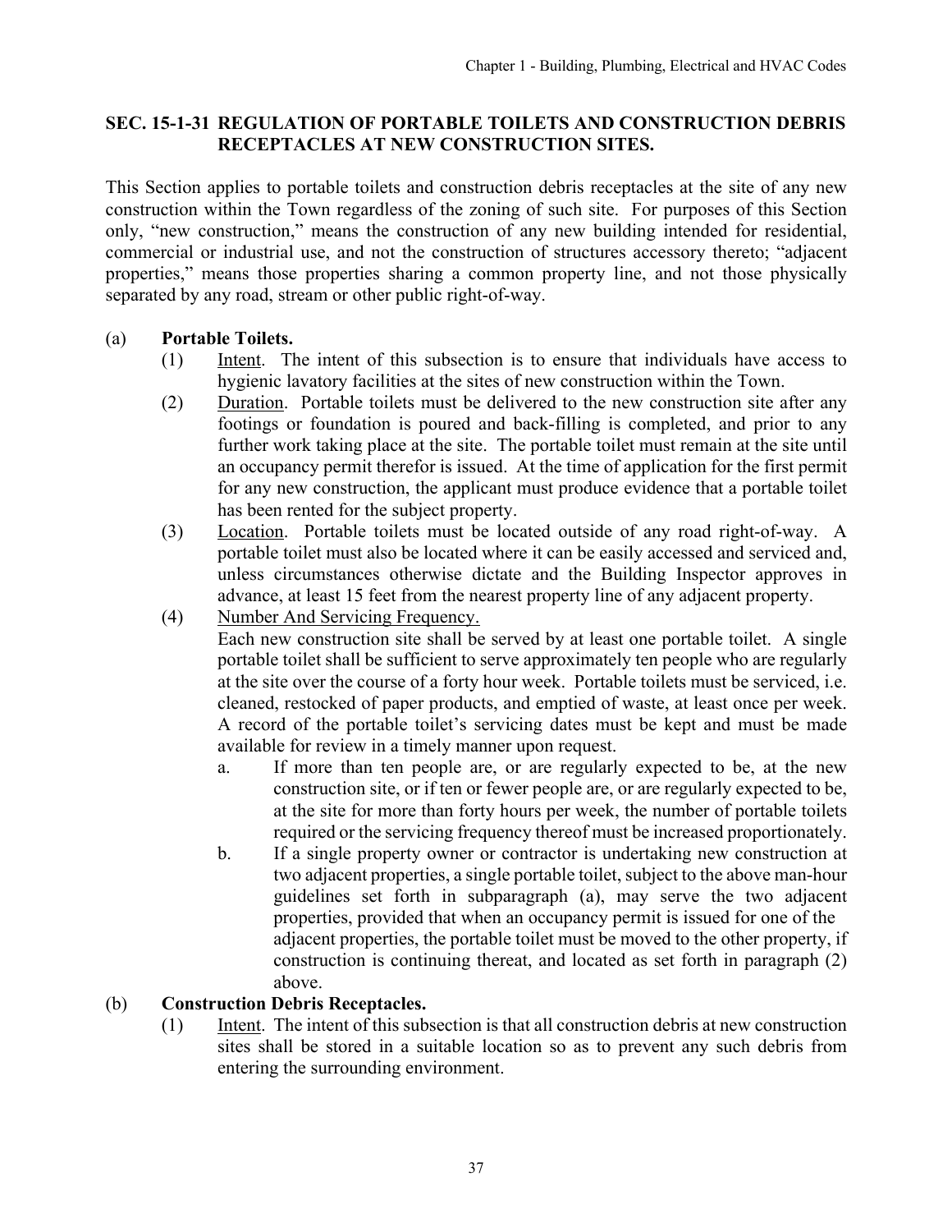## SEC. 15-1-31 REGULATION OF PORTABLE TOILETS AND CONSTRUCTION DEBRIS RECEPTACLES AT NEW CONSTRUCTION SITES.

This Section applies to portable toilets and construction debris receptacles at the site of any new construction within the Town regardless of the zoning of such site. For purposes of this Section only, "new construction," means the construction of any new building intended for residential, commercial or industrial use, and not the construction of structures accessory thereto; "adjacent properties," means those properties sharing a common property line, and not those physically separated by any road, stream or other public right-of-way.

(a) **Portable Toilets.**

(1) Intent. The intent of this subsection is to ensure that individuals have access to hygienic lavatory facilities at the sites of new construction within the Town.

(2) Duration. Portable toilets must be delivered to the new construction site after any footings or foundation is poured and back-filling is completed, and prior to any further work taking place at the site. The portable toilet must remain at the site until an occupancy permit therefor is issued. At the time of application for the first permit for any new construction, the applicant must produce evidence that a portable toilet has been rented for the subject property.

(3) Location. Portable toilets must be located outside of any road right-of-way. A portable toilet must also be located where it can be easily accessed and serviced and, unless circumstances otherwise dictate and the Building Inspector approves in advance, at least 15 feet from the nearest property line of any adjacent property.

(4) Number And Servicing Frequency.
Each new construction site shall be served by at least one portable toilet. A single portable toilet shall be sufficient to serve approximately ten people who are regularly at the site over the course of a forty hour week. Portable toilets must be serviced, i.e. cleaned, restocked of paper products, and emptied of waste, at least once per week. A record of the portable toilet's servicing dates must be kept and must be made available for review in a timely manner upon request.

a. If more than ten people are, or are regularly expected to be, at the new construction site, or if ten or fewer people are, or are regularly expected to be, at the site for more than forty hours per week, the number of portable toilets required or the servicing frequency thereof must be increased proportionately.

b. If a single property owner or contractor is undertaking new construction at two adjacent properties, a single portable toilet, subject to the above man-hour guidelines set forth in subparagraph (a), may serve the two adjacent properties, provided that when an occupancy permit is issued for one of the adjacent properties, the portable toilet must be moved to the other property, if construction is continuing thereat, and located as set forth in paragraph (2) above.

(b) **Construction Debris Receptacles.**

(1) Intent. The intent of this subsection is that all construction debris at new construction sites shall be stored in a suitable location so as to prevent any such debris from entering the surrounding environment.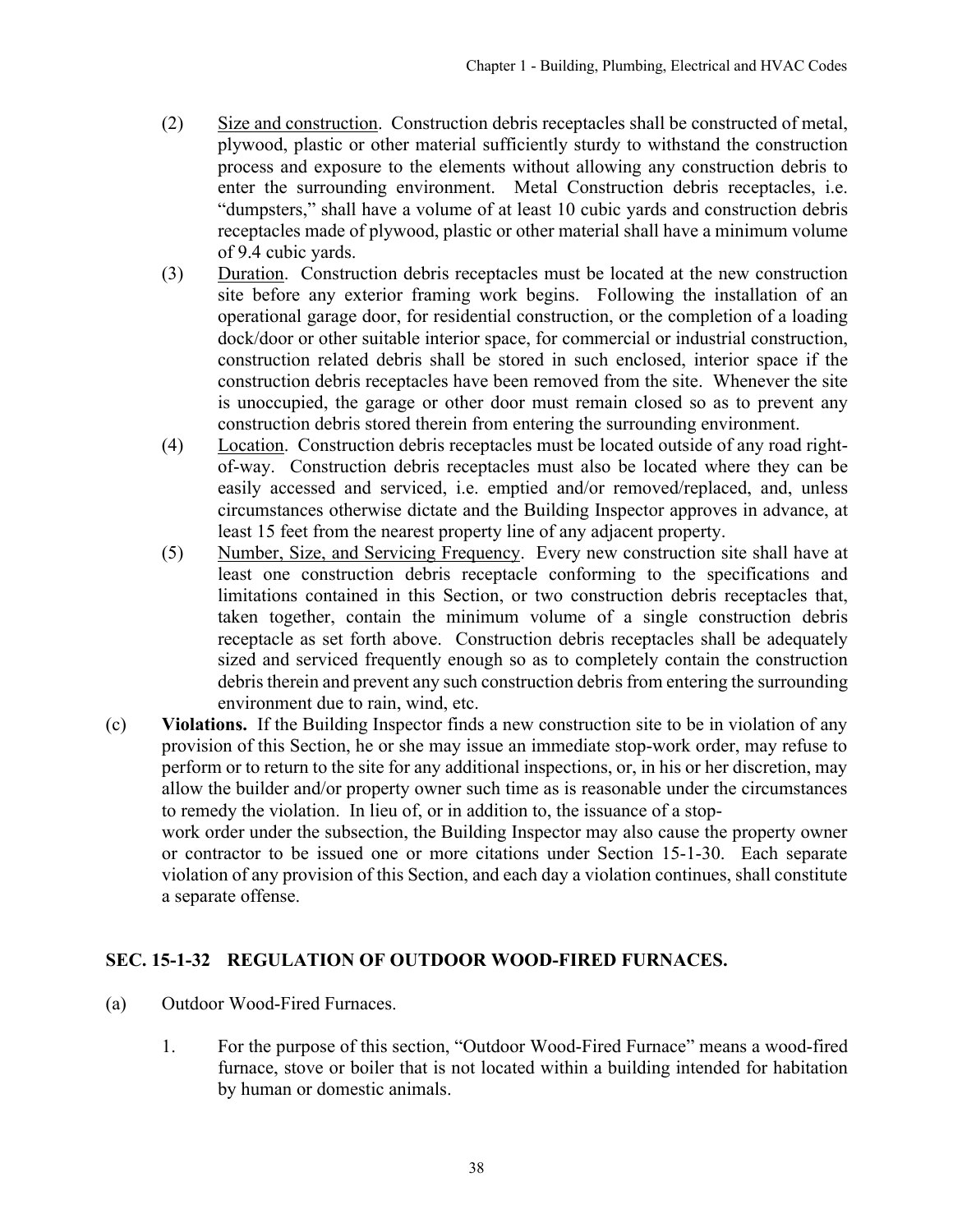(2) Size and construction. Construction debris receptacles shall be constructed of metal, plywood, plastic or other material sufficiently sturdy to withstand the construction process and exposure to the elements without allowing any construction debris to enter the surrounding environment. Metal Construction debris receptacles, i.e. "dumpsters," shall have a volume of at least 10 cubic yards and construction debris receptacles made of plywood, plastic or other material shall have a minimum volume of 9.4 cubic yards.

(3) Duration. Construction debris receptacles must be located at the new construction site before any exterior framing work begins. Following the installation of an operational garage door, for residential construction, or the completion of a loading dock/door or other suitable interior space, for commercial or industrial construction, construction related debris shall be stored in such enclosed, interior space if the construction debris receptacles have been removed from the site. Whenever the site is unoccupied, the garage or other door must remain closed so as to prevent any construction debris stored therein from entering the surrounding environment.

(4) Location. Construction debris receptacles must be located outside of any road right-of-way. Construction debris receptacles must also be located where they can be easily accessed and serviced, i.e. emptied and/or removed/replaced, and, unless circumstances otherwise dictate and the Building Inspector approves in advance, at least 15 feet from the nearest property line of any adjacent property.

(5) Number, Size, and Servicing Frequency. Every new construction site shall have at least one construction debris receptacle conforming to the specifications and limitations contained in this Section, or two construction debris receptacles that, taken together, contain the minimum volume of a single construction debris receptacle as set forth above. Construction debris receptacles shall be adequately sized and serviced frequently enough so as to completely contain the construction debris therein and prevent any such construction debris from entering the surrounding environment due to rain, wind, etc.

(c) **Violations.** If the Building Inspector finds a new construction site to be in violation of any provision of this Section, he or she may issue an immediate stop-work order, may refuse to perform or to return to the site for any additional inspections, or, in his or her discretion, may allow the builder and/or property owner such time as is reasonable under the circumstances to remedy the violation. In lieu of, or in addition to, the issuance of a stop-work order under the subsection, the Building Inspector may also cause the property owner or contractor to be issued one or more citations under Section 15-1-30. Each separate violation of any provision of this Section, and each day a violation continues, shall constitute a separate offense.

## SEC. 15-1-32 REGULATION OF OUTDOOR WOOD-FIRED FURNACES.

(a) Outdoor Wood-Fired Furnaces.

1. For the purpose of this section, "Outdoor Wood-Fired Furnace" means a wood-fired furnace, stove or boiler that is not located within a building intended for habitation by human or domestic animals.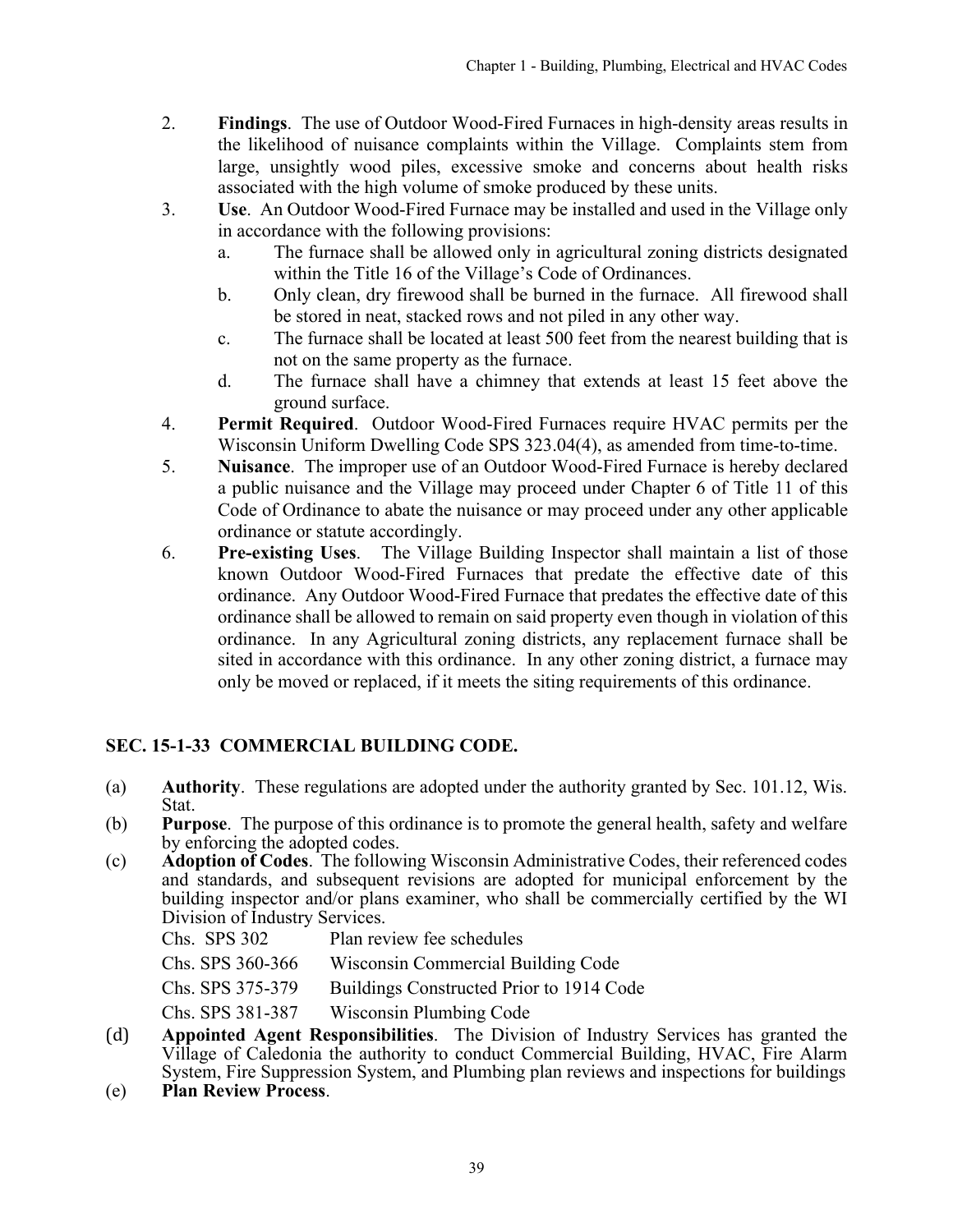2. **Findings**. The use of Outdoor Wood-Fired Furnaces in high-density areas results in the likelihood of nuisance complaints within the Village. Complaints stem from large, unsightly wood piles, excessive smoke and concerns about health risks associated with the high volume of smoke produced by these units.

3. **Use**. An Outdoor Wood-Fired Furnace may be installed and used in the Village only in accordance with the following provisions:
   a. The furnace shall be allowed only in agricultural zoning districts designated within the Title 16 of the Village's Code of Ordinances.
   b. Only clean, dry firewood shall be burned in the furnace. All firewood shall be stored in neat, stacked rows and not piled in any other way.
   c. The furnace shall be located at least 500 feet from the nearest building that is not on the same property as the furnace.
   d. The furnace shall have a chimney that extends at least 15 feet above the ground surface.

4. **Permit Required**. Outdoor Wood-Fired Furnaces require HVAC permits per the Wisconsin Uniform Dwelling Code SPS 323.04(4), as amended from time-to-time.

5. **Nuisance**. The improper use of an Outdoor Wood-Fired Furnace is hereby declared a public nuisance and the Village may proceed under Chapter 6 of Title 11 of this Code of Ordinance to abate the nuisance or may proceed under any other applicable ordinance or statute accordingly.

6. **Pre-existing Uses**. The Village Building Inspector shall maintain a list of those known Outdoor Wood-Fired Furnaces that predate the effective date of this ordinance. Any Outdoor Wood-Fired Furnace that predates the effective date of this ordinance shall be allowed to remain on said property even though in violation of this ordinance. In any Agricultural zoning districts, any replacement furnace shall be sited in accordance with this ordinance. In any other zoning district, a furnace may only be moved or replaced, if it meets the siting requirements of this ordinance.

## SEC. 15-1-33 COMMERCIAL BUILDING CODE.

(a) **Authority**. These regulations are adopted under the authority granted by Sec. 101.12, Wis. Stat.

(b) **Purpose**. The purpose of this ordinance is to promote the general health, safety and welfare by enforcing the adopted codes.

(c) **Adoption of Codes**. The following Wisconsin Administrative Codes, their referenced codes and standards, and subsequent revisions are adopted for municipal enforcement by the building inspector and/or plans examiner, who shall be commercially certified by the WI Division of Industry Services.

| | |
|---|---|
| Chs. SPS 302 | Plan review fee schedules |
| Chs. SPS 360-366 | Wisconsin Commercial Building Code |
| Chs. SPS 375-379 | Buildings Constructed Prior to 1914 Code |
| Chs. SPS 381-387 | Wisconsin Plumbing Code |

(d) **Appointed Agent Responsibilities**. The Division of Industry Services has granted the Village of Caledonia the authority to conduct Commercial Building, HVAC, Fire Alarm System, Fire Suppression System, and Plumbing plan reviews and inspections for buildings

(e) **Plan Review Process**.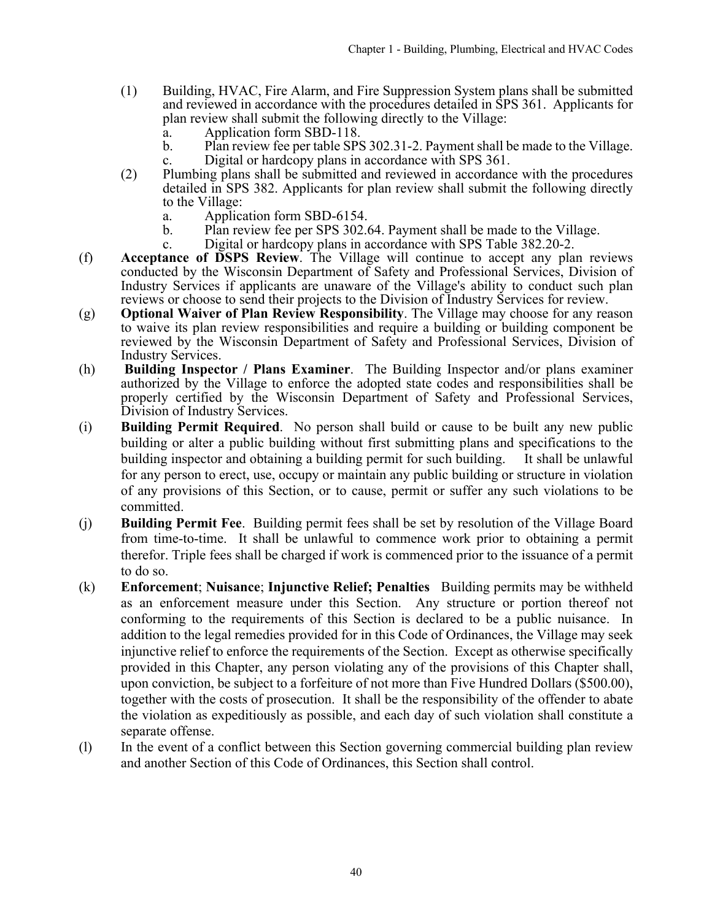(1) Building, HVAC, Fire Alarm, and Fire Suppression System plans shall be submitted and reviewed in accordance with the procedures detailed in SPS 361. Applicants for plan review shall submit the following directly to the Village:

   a. Application form SBD-118.
   b. Plan review fee per table SPS 302.31-2. Payment shall be made to the Village.
   c. Digital or hardcopy plans in accordance with SPS 361.

(2) Plumbing plans shall be submitted and reviewed in accordance with the procedures detailed in SPS 382. Applicants for plan review shall submit the following directly to the Village:

   a. Application form SBD-6154.
   b. Plan review fee per SPS 302.64. Payment shall be made to the Village.
   c. Digital or hardcopy plans in accordance with SPS Table 382.20-2.

(f) **Acceptance of DSPS Review**. The Village will continue to accept any plan reviews conducted by the Wisconsin Department of Safety and Professional Services, Division of Industry Services if applicants are unaware of the Village's ability to conduct such plan reviews or choose to send their projects to the Division of Industry Services for review.

(g) **Optional Waiver of Plan Review Responsibility**. The Village may choose for any reason to waive its plan review responsibilities and require a building or building component be reviewed by the Wisconsin Department of Safety and Professional Services, Division of Industry Services.

(h) **Building Inspector / Plans Examiner**. The Building Inspector and/or plans examiner authorized by the Village to enforce the adopted state codes and responsibilities shall be properly certified by the Wisconsin Department of Safety and Professional Services, Division of Industry Services.

(i) **Building Permit Required**. No person shall build or cause to be built any new public building or alter a public building without first submitting plans and specifications to the building inspector and obtaining a building permit for such building. It shall be unlawful for any person to erect, use, occupy or maintain any public building or structure in violation of any provisions of this Section, or to cause, permit or suffer any such violations to be committed.

(j) **Building Permit Fee**. Building permit fees shall be set by resolution of the Village Board from time-to-time. It shall be unlawful to commence work prior to obtaining a permit therefor. Triple fees shall be charged if work is commenced prior to the issuance of a permit to do so.

(k) **Enforcement**; **Nuisance**; **Injunctive Relief; Penalties** Building permits may be withheld as an enforcement measure under this Section. Any structure or portion thereof not conforming to the requirements of this Section is declared to be a public nuisance. In addition to the legal remedies provided for in this Code of Ordinances, the Village may seek injunctive relief to enforce the requirements of the Section. Except as otherwise specifically provided in this Chapter, any person violating any of the provisions of this Chapter shall, upon conviction, be subject to a forfeiture of not more than Five Hundred Dollars ($500.00), together with the costs of prosecution. It shall be the responsibility of the offender to abate the violation as expeditiously as possible, and each day of such violation shall constitute a separate offense.

(l) In the event of a conflict between this Section governing commercial building plan review and another Section of this Code of Ordinances, this Section shall control.